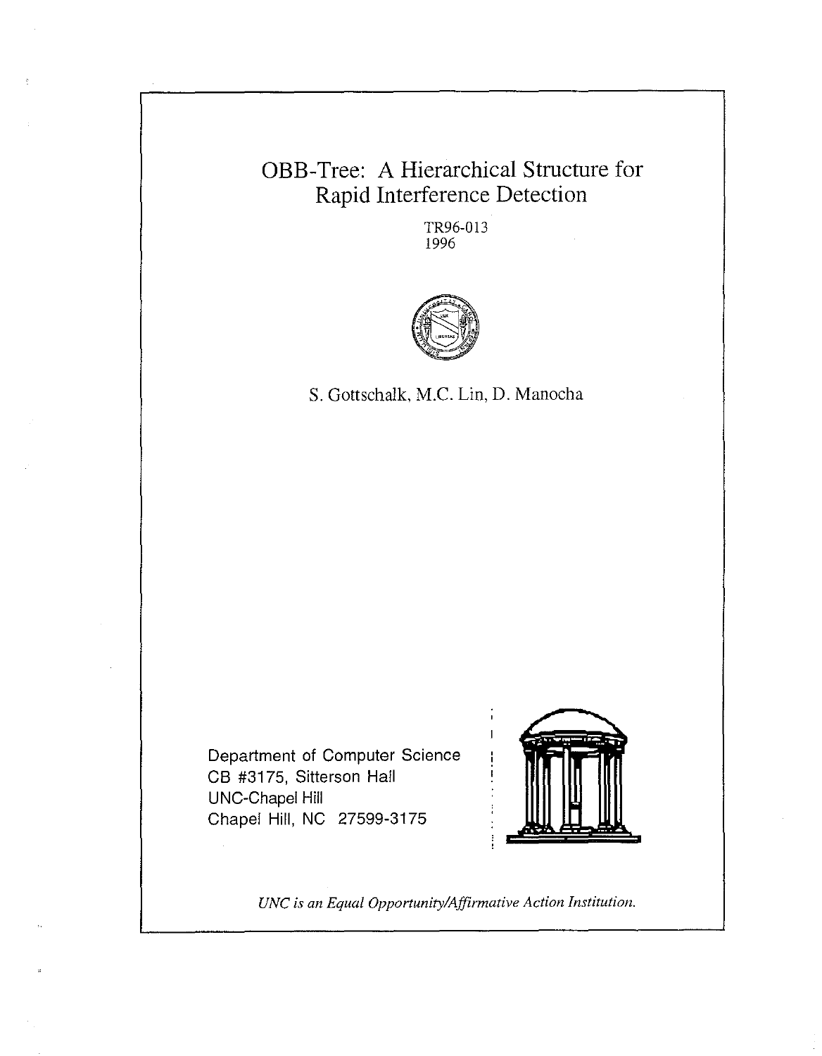# OBB-Tree: A Hierarchical Structure for Rapid Interference Detection

TR96-013
1996

S. Gottschalk, M.C. Lin, D. Manocha

Department of Computer Science
CB #3175, Sitterson Hall
UNC-Chapel Hill
Chapel Hill, NC 27599-3175

*UNC is an Equal Opportunity/Affirmative Action Institution.*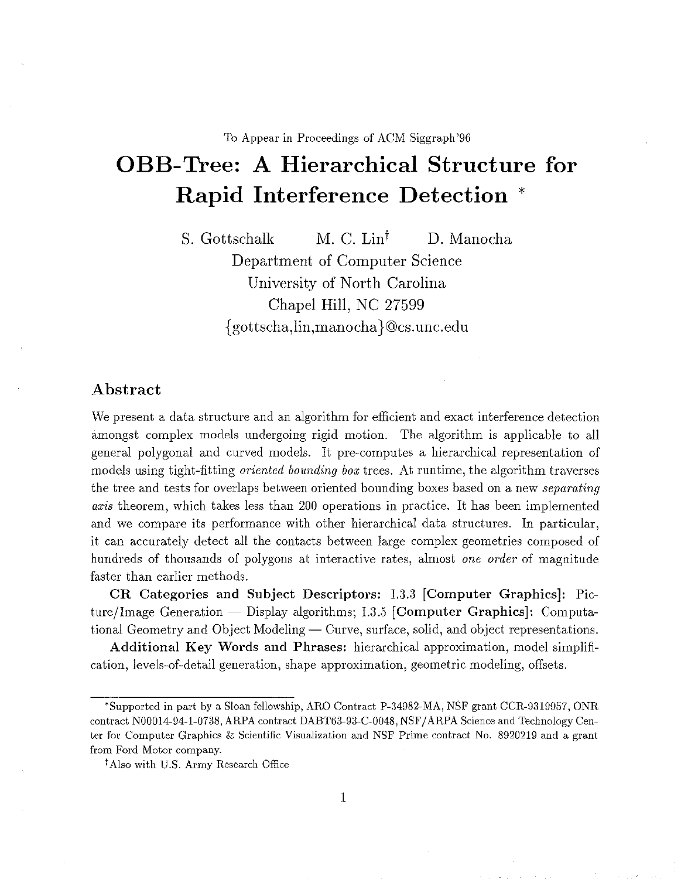To Appear in Proceedings of ACM Siggraph'96

# OBB-Tree: A Hierarchical Structure for Rapid Interference Detection *

S. Gottschalk M. C. Lin† D. Manocha
Department of Computer Science
University of North Carolina
Chapel Hill, NC 27599
{gottscha,lin,manocha}@cs.unc.edu

## Abstract

We present a data structure and an algorithm for efficient and exact interference detection amongst complex models undergoing rigid motion. The algorithm is applicable to all general polygonal and curved models. It pre-computes a hierarchical representation of models using tight-fitting *oriented bounding box* trees. At runtime, the algorithm traverses the tree and tests for overlaps between oriented bounding boxes based on a new *separating axis* theorem, which takes less than 200 operations in practice. It has been implemented and we compare its performance with other hierarchical data structures. In particular, it can accurately detect all the contacts between large complex geometries composed of hundreds of thousands of polygons at interactive rates, almost *one order* of magnitude faster than earlier methods.

**CR Categories and Subject Descriptors:** I.3.3 **[Computer Graphics]:** Picture/Image Generation — Display algorithms; I.3.5 **[Computer Graphics]:** Computational Geometry and Object Modeling — Curve, surface, solid, and object representations.

**Additional Key Words and Phrases:** hierarchical approximation, model simplification, levels-of-detail generation, shape approximation, geometric modeling, offsets.

---

*Supported in part by a Sloan fellowship, ARO Contract P-34982-MA, NSF grant CCR-9319957, ONR contract N00014-94-1-0738, ARPA contract DABT63-93-C-0048, NSF/ARPA Science and Technology Center for Computer Graphics & Scientific Visualization and NSF Prime contract No. 8920219 and a grant from Ford Motor company.

†Also with U.S. Army Research Office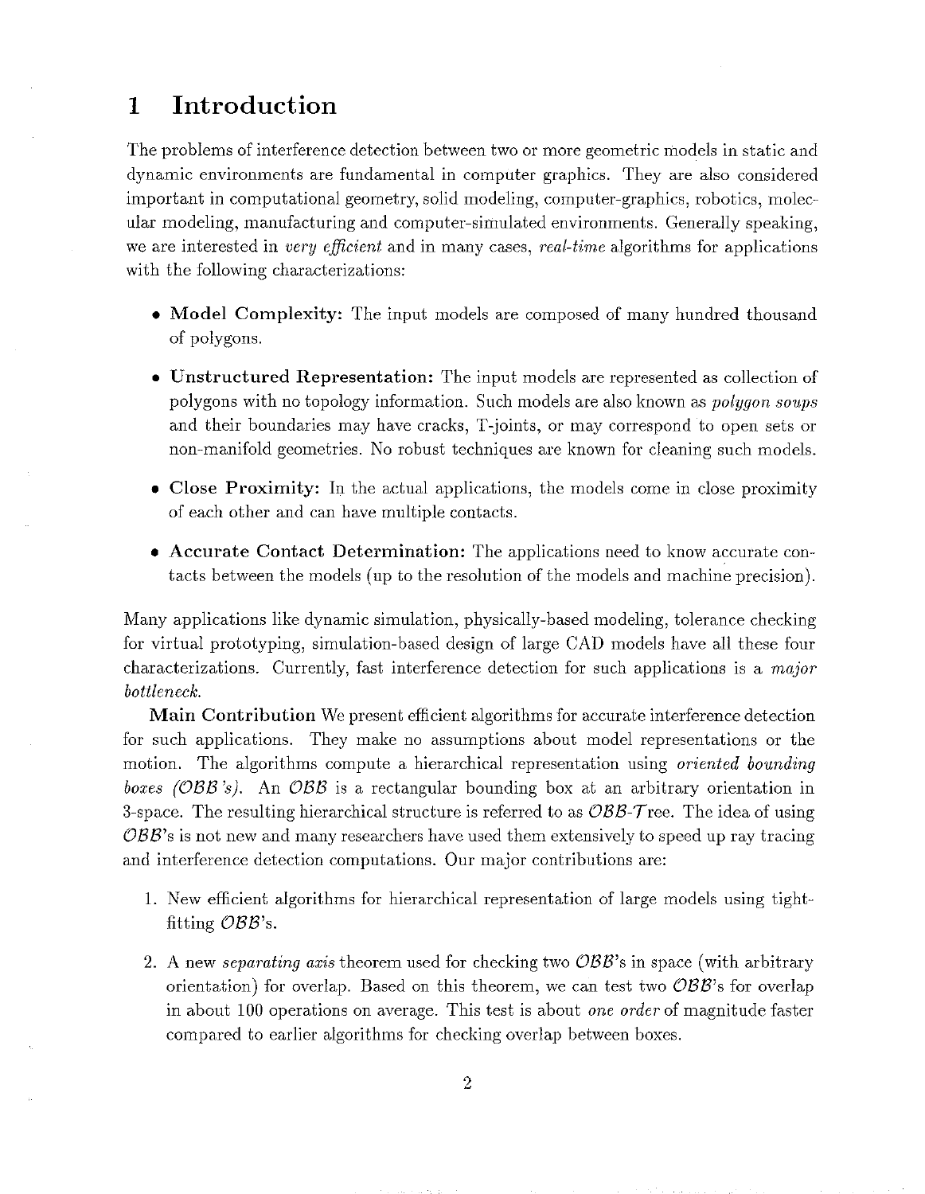# 1 Introduction

The problems of interference detection between two or more geometric models in static and dynamic environments are fundamental in computer graphics. They are also considered important in computational geometry, solid modeling, computer-graphics, robotics, molecular modeling, manufacturing and computer-simulated environments. Generally speaking, we are interested in *very efficient* and in many cases, *real-time* algorithms for applications with the following characterizations:

- **Model Complexity:** The input models are composed of many hundred thousand of polygons.
- **Unstructured Representation:** The input models are represented as collection of polygons with no topology information. Such models are also known as *polygon soups* and their boundaries may have cracks, T-joints, or may correspond to open sets or non-manifold geometries. No robust techniques are known for cleaning such models.
- **Close Proximity:** In the actual applications, the models come in close proximity of each other and can have multiple contacts.
- **Accurate Contact Determination:** The applications need to know accurate contacts between the models (up to the resolution of the models and machine precision).

Many applications like dynamic simulation, physically-based modeling, tolerance checking for virtual prototyping, simulation-based design of large CAD models have all these four characterizations. Currently, fast interference detection for such applications is a *major bottleneck*.

**Main Contribution** We present efficient algorithms for accurate interference detection for such applications. They make no assumptions about model representations or the motion. The algorithms compute a hierarchical representation using *oriented bounding boxes (OBB's)*. An *OBB* is a rectangular bounding box at an arbitrary orientation in 3-space. The resulting hierarchical structure is referred to as *OBB-Tree*. The idea of using *OBB*'s is not new and many researchers have used them extensively to speed up ray tracing and interference detection computations. Our major contributions are:

1. New efficient algorithms for hierarchical representation of large models using tight-fitting *OBB*'s.
2. A new *separating axis* theorem used for checking two *OBB*'s in space (with arbitrary orientation) for overlap. Based on this theorem, we can test two *OBB*'s for overlap in about 100 operations on average. This test is about *one order* of magnitude faster compared to earlier algorithms for checking overlap between boxes.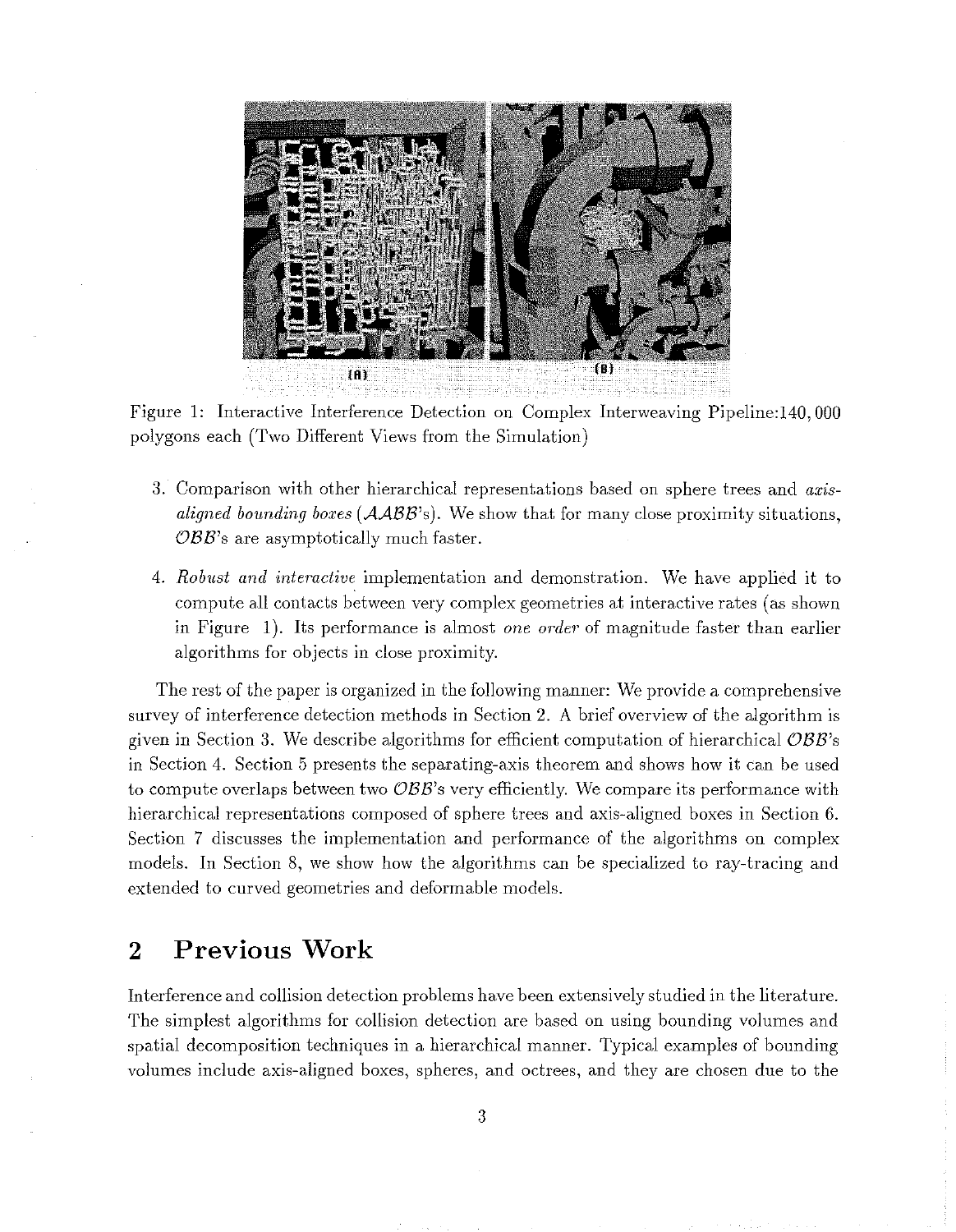Figure 1: Interactive Interference Detection on Complex Interweaving Pipeline:140,000 polygons each (Two Different Views from the Simulation)

3. Comparison with other hierarchical representations based on sphere trees and *axis-aligned bounding boxes* ($\mathcal{AABB}$'s). We show that for many close proximity situations, $\mathcal{OBB}$'s are asymptotically much faster.

4. *Robust and interactive* implementation and demonstration. We have applied it to compute all contacts between very complex geometries at interactive rates (as shown in Figure 1). Its performance is almost *one order* of magnitude faster than earlier algorithms for objects in close proximity.

The rest of the paper is organized in the following manner: We provide a comprehensive survey of interference detection methods in Section 2. A brief overview of the algorithm is given in Section 3. We describe algorithms for efficient computation of hierarchical $\mathcal{OBB}$'s in Section 4. Section 5 presents the separating-axis theorem and shows how it can be used to compute overlaps between two $\mathcal{OBB}$'s very efficiently. We compare its performance with hierarchical representations composed of sphere trees and axis-aligned boxes in Section 6. Section 7 discusses the implementation and performance of the algorithms on complex models. In Section 8, we show how the algorithms can be specialized to ray-tracing and extended to curved geometries and deformable models.

## 2 Previous Work

Interference and collision detection problems have been extensively studied in the literature. The simplest algorithms for collision detection are based on using bounding volumes and spatial decomposition techniques in a hierarchical manner. Typical examples of bounding volumes include axis-aligned boxes, spheres, and octrees, and they are chosen due to the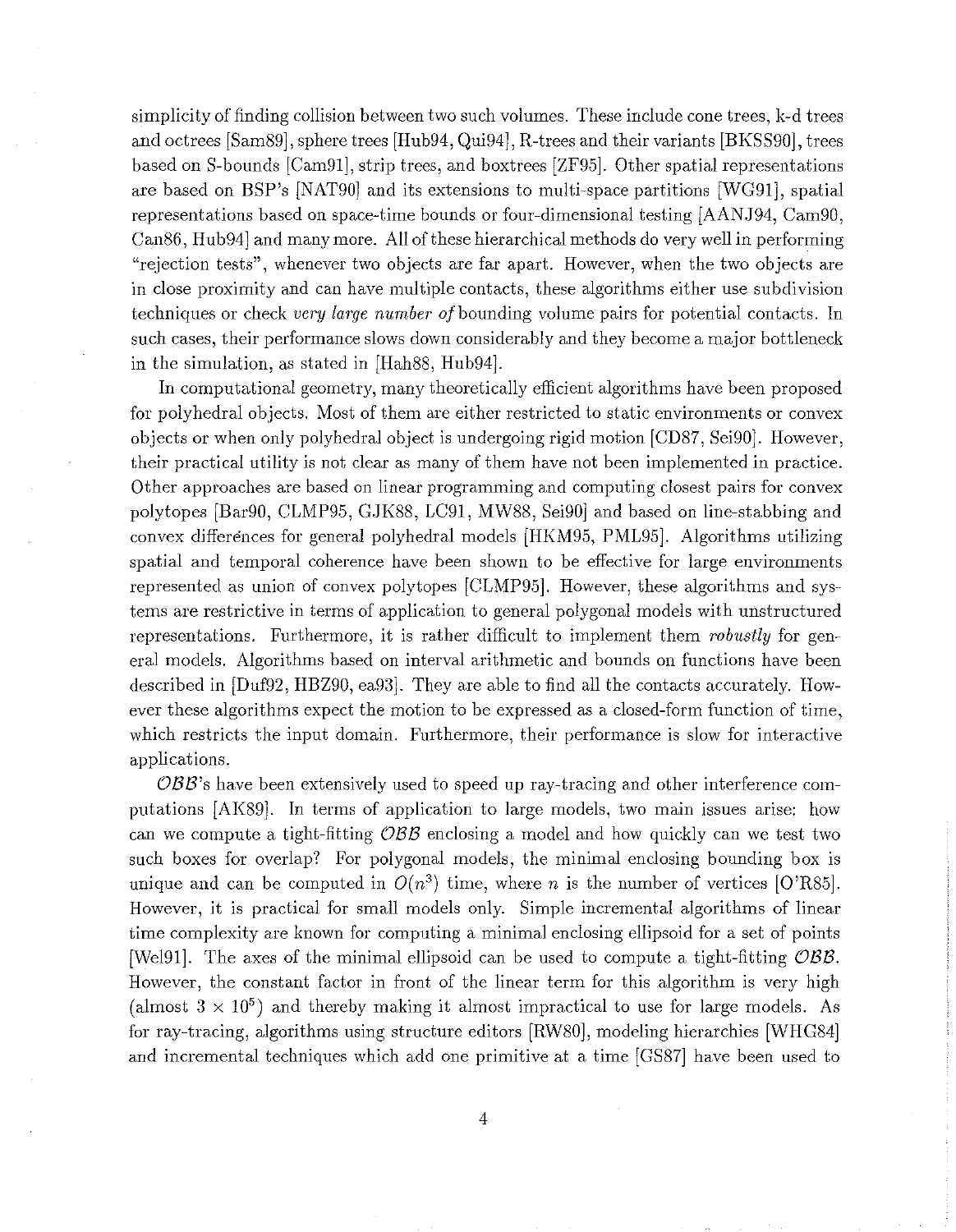simplicity of finding collision between two such volumes. These include cone trees, k-d trees and octrees [Sam89], sphere trees [Hub94, Qui94], R-trees and their variants [BKSS90], trees based on S-bounds [Cam91], strip trees, and boxtrees [ZF95]. Other spatial representations are based on BSP's [NAT90] and its extensions to multi-space partitions [WG91], spatial representations based on space-time bounds or four-dimensional testing [AANJ94, Cam90, Can86, Hub94] and many more. All of these hierarchical methods do very well in performing "rejection tests", whenever two objects are far apart. However, when the two objects are in close proximity and can have multiple contacts, these algorithms either use subdivision techniques or check *very large number of* bounding volume pairs for potential contacts. In such cases, their performance slows down considerably and they become a major bottleneck in the simulation, as stated in [Hah88, Hub94].

In computational geometry, many theoretically efficient algorithms have been proposed for polyhedral objects. Most of them are either restricted to static environments or convex objects or when only polyhedral object is undergoing rigid motion [CD87, Sei90]. However, their practical utility is not clear as many of them have not been implemented in practice. Other approaches are based on linear programming and computing closest pairs for convex polytopes [Bar90, CLMP95, GJK88, LC91, MW88, Sei90] and based on line-stabbing and convex differences for general polyhedral models [HKM95, PML95]. Algorithms utilizing spatial and temporal coherence have been shown to be effective for large environments represented as union of convex polytopes [CLMP95]. However, these algorithms and systems are restrictive in terms of application to general polygonal models with unstructured representations. Furthermore, it is rather difficult to implement them *robustly* for general models. Algorithms based on interval arithmetic and bounds on functions have been described in [Duf92, HBZ90, ea93]. They are able to find all the contacts accurately. However these algorithms expect the motion to be expressed as a closed-form function of time, which restricts the input domain. Furthermore, their performance is slow for interactive applications.

$\mathcal{OBB}$'s have been extensively used to speed up ray-tracing and other interference computations [AK89]. In terms of application to large models, two main issues arise: how can we compute a tight-fitting $\mathcal{OBB}$ enclosing a model and how quickly can we test two such boxes for overlap? For polygonal models, the minimal enclosing bounding box is unique and can be computed in $O(n^3)$ time, where $n$ is the number of vertices [O'R85]. However, it is practical for small models only. Simple incremental algorithms of linear time complexity are known for computing a minimal enclosing ellipsoid for a set of points [Wel91]. The axes of the minimal ellipsoid can be used to compute a tight-fitting $\mathcal{OBB}$. However, the constant factor in front of the linear term for this algorithm is very high (almost $3 \times 10^5$) and thereby making it almost impractical to use for large models. As for ray-tracing, algorithms using structure editors [RW80], modeling hierarchies [WHG84] and incremental techniques which add one primitive at a time [GS87] have been used to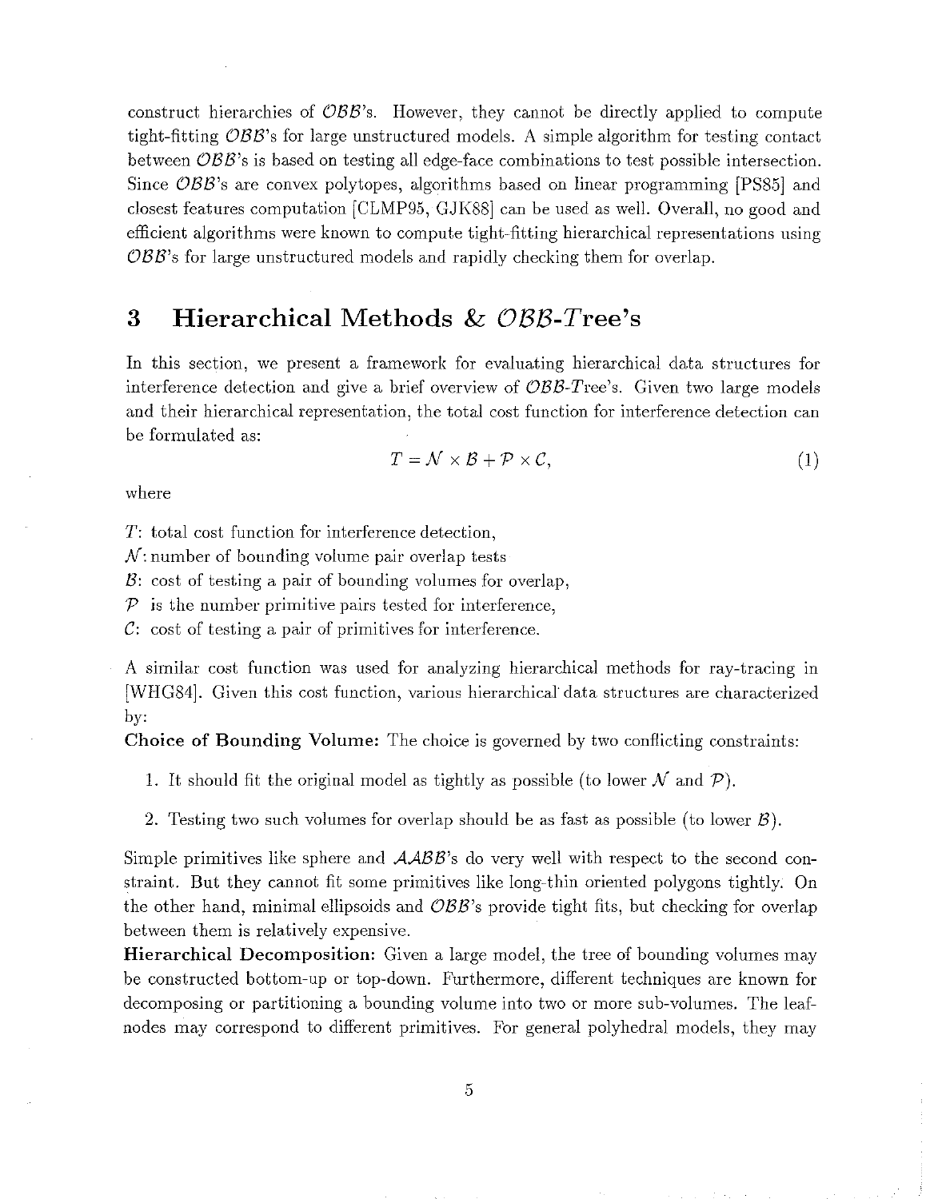construct hierarchies of $\mathcal{OBB}$'s. However, they cannot be directly applied to compute tight-fitting $\mathcal{OBB}$'s for large unstructured models. A simple algorithm for testing contact between $\mathcal{OBB}$'s is based on testing all edge-face combinations to test possible intersection. Since $\mathcal{OBB}$'s are convex polytopes, algorithms based on linear programming [PS85] and closest features computation [CLMP95, GJK88] can be used as well. Overall, no good and efficient algorithms were known to compute tight-fitting hierarchical representations using $\mathcal{OBB}$'s for large unstructured models and rapidly checking them for overlap.

# 3 Hierarchical Methods & $\mathcal{OBB}$-$\mathcal{T}$ree's

In this section, we present a framework for evaluating hierarchical data structures for interference detection and give a brief overview of $\mathcal{OBB}$-$\mathcal{T}$ree's. Given two large models and their hierarchical representation, the total cost function for interference detection can be formulated as:

$$T = \mathcal{N} \times \mathcal{B} + \mathcal{P} \times \mathcal{C}, \tag{1}$$

where

$T$: total cost function for interference detection,
$\mathcal{N}$: number of bounding volume pair overlap tests
$\mathcal{B}$: cost of testing a pair of bounding volumes for overlap,
$\mathcal{P}$ is the number primitive pairs tested for interference,
$\mathcal{C}$: cost of testing a pair of primitives for interference.

A similar cost function was used for analyzing hierarchical methods for ray-tracing in [WHG84]. Given this cost function, various hierarchical data structures are characterized by:

**Choice of Bounding Volume:** The choice is governed by two conflicting constraints:

1. It should fit the original model as tightly as possible (to lower $\mathcal{N}$ and $\mathcal{P}$).
2. Testing two such volumes for overlap should be as fast as possible (to lower $\mathcal{B}$).

Simple primitives like sphere and $\mathcal{AABB}$'s do very well with respect to the second constraint. But they cannot fit some primitives like long-thin oriented polygons tightly. On the other hand, minimal ellipsoids and $\mathcal{OBB}$'s provide tight fits, but checking for overlap between them is relatively expensive.

**Hierarchical Decomposition:** Given a large model, the tree of bounding volumes may be constructed bottom-up or top-down. Furthermore, different techniques are known for decomposing or partitioning a bounding volume into two or more sub-volumes. The leaf-nodes may correspond to different primitives. For general polyhedral models, they may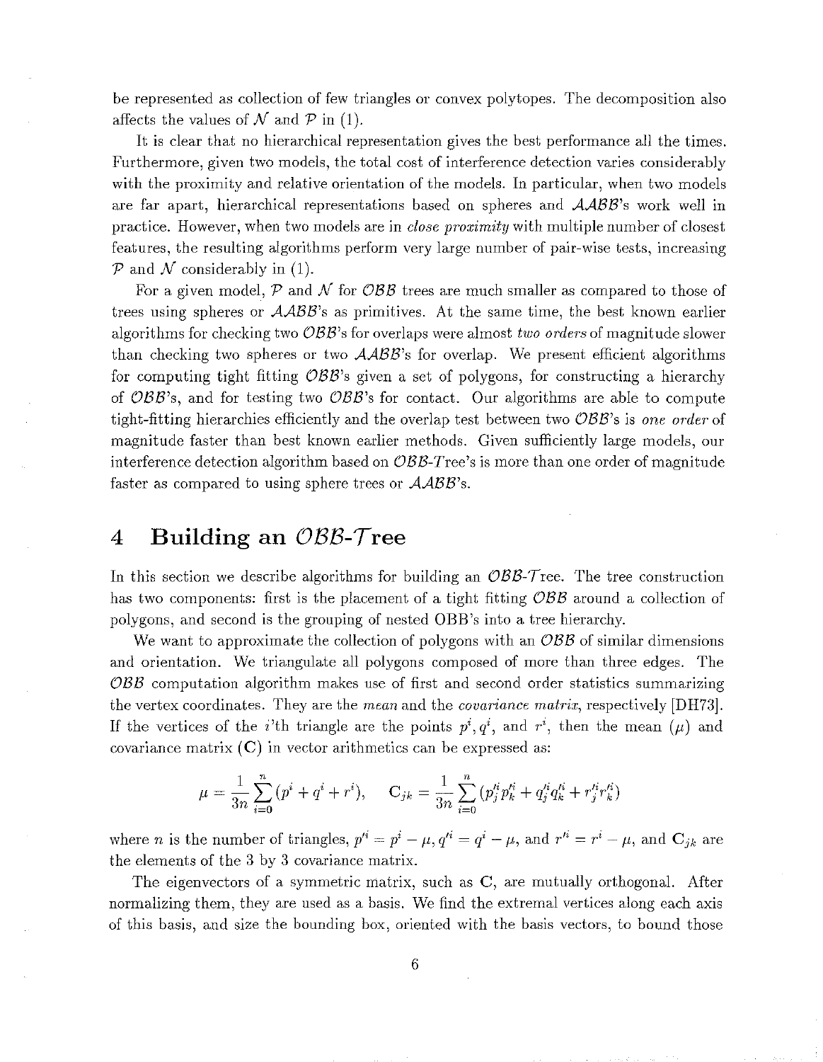be represented as collection of few triangles or convex polytopes. The decomposition also affects the values of $\mathcal{N}$ and $\mathcal{P}$ in (1).

It is clear that no hierarchical representation gives the best performance all the times. Furthermore, given two models, the total cost of interference detection varies considerably with the proximity and relative orientation of the models. In particular, when two models are far apart, hierarchical representations based on spheres and $\mathcal{AABB}$'s work well in practice. However, when two models are in *close proximity* with multiple number of closest features, the resulting algorithms perform very large number of pair-wise tests, increasing $\mathcal{P}$ and $\mathcal{N}$ considerably in (1).

For a given model, $\mathcal{P}$ and $\mathcal{N}$ for $\mathcal{OBB}$ trees are much smaller as compared to those of trees using spheres or $\mathcal{AABB}$'s as primitives. At the same time, the best known earlier algorithms for checking two $\mathcal{OBB}$'s for overlaps were almost *two orders* of magnitude slower than checking two spheres or two $\mathcal{AABB}$'s for overlap. We present efficient algorithms for computing tight fitting $\mathcal{OBB}$'s given a set of polygons, for constructing a hierarchy of $\mathcal{OBB}$'s, and for testing two $\mathcal{OBB}$'s for contact. Our algorithms are able to compute tight-fitting hierarchies efficiently and the overlap test between two $\mathcal{OBB}$'s is *one order* of magnitude faster than best known earlier methods. Given sufficiently large models, our interference detection algorithm based on $\mathcal{OBB}$-$\mathcal{T}$ree's is more than one order of magnitude faster as compared to using sphere trees or $\mathcal{AABB}$'s.

# 4 Building an $\mathcal{OBB}$-$\mathcal{T}$ree

In this section we describe algorithms for building an $\mathcal{OBB}$-$\mathcal{T}$ree. The tree construction has two components: first is the placement of a tight fitting $\mathcal{OBB}$ around a collection of polygons, and second is the grouping of nested OBB's into a tree hierarchy.

We want to approximate the collection of polygons with an $\mathcal{OBB}$ of similar dimensions and orientation. We triangulate all polygons composed of more than three edges. The $\mathcal{OBB}$ computation algorithm makes use of first and second order statistics summarizing the vertex coordinates. They are the *mean* and the *covariance matrix*, respectively [DH73]. If the vertices of the $i$'th triangle are the points $p^i, q^i$, and $r^i$, then the mean ($\mu$) and covariance matrix ($\mathbf{C}$) in vector arithmetics can be expressed as:

$$\mu = \frac{1}{3n}\sum_{i=0}^{n}(p^i + q^i + r^i), \qquad \mathbf{C}_{jk} = \frac{1}{3n}\sum_{i=0}^{n}(p'^i_j p'^i_k + q'^i_j q'^i_k + r'^i_j r'^i_k)$$

where $n$ is the number of triangles, $p'^i = p^i - \mu$, $q'^i = q^i - \mu$, and $r'^i = r^i - \mu$, and $\mathbf{C}_{jk}$ are the elements of the 3 by 3 covariance matrix.

The eigenvectors of a symmetric matrix, such as $\mathbf{C}$, are mutually orthogonal. After normalizing them, they are used as a basis. We find the extremal vertices along each axis of this basis, and size the bounding box, oriented with the basis vectors, to bound those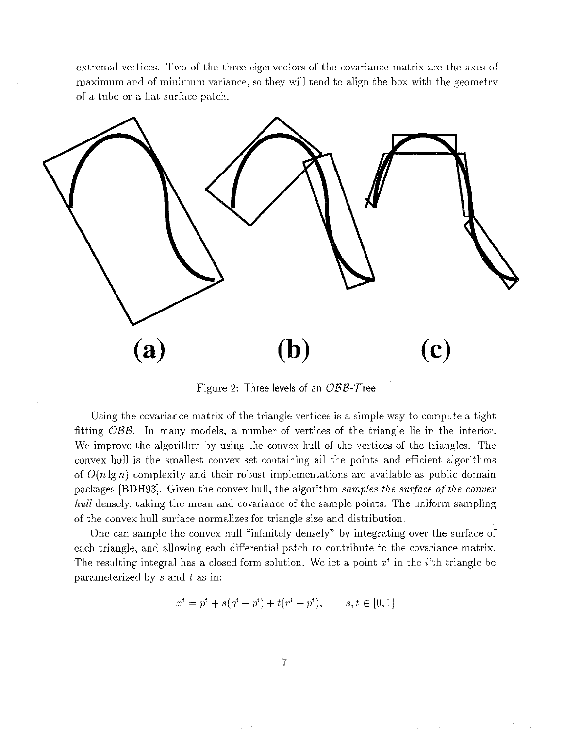extremal vertices. Two of the three eigenvectors of the covariance matrix are the axes of maximum and of minimum variance, so they will tend to align the box with the geometry of a tube or a flat surface patch.

Figure 2: Three levels of an *OBB-Tree*

Using the covariance matrix of the triangle vertices is a simple way to compute a tight fitting *OBB*. In many models, a number of vertices of the triangle lie in the interior. We improve the algorithm by using the convex hull of the vertices of the triangles. The convex hull is the smallest convex set containing all the points and efficient algorithms of $O(n \lg n)$ complexity and their robust implementations are available as public domain packages [BDH93]. Given the convex hull, the algorithm *samples the surface of the convex hull* densely, taking the mean and covariance of the sample points. The uniform sampling of the convex hull surface normalizes for triangle size and distribution.

One can sample the convex hull "infinitely densely" by integrating over the surface of each triangle, and allowing each differential patch to contribute to the covariance matrix. The resulting integral has a closed form solution. We let a point $x^i$ in the $i$'th triangle be parameterized by $s$ and $t$ as in:

$$x^i = p^i + s(q^i - p^i) + t(r^i - p^i), \qquad s, t \in [0, 1]$$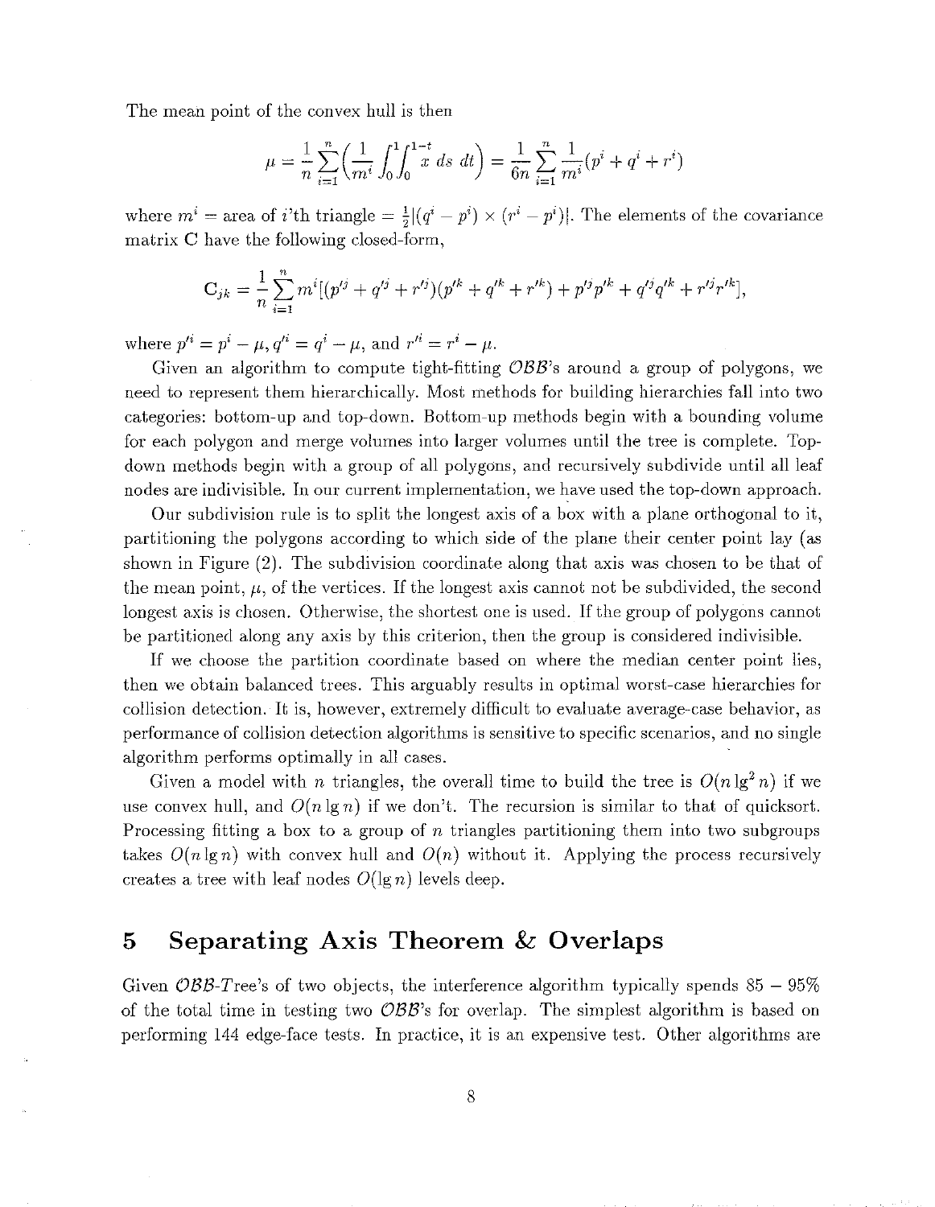The mean point of the convex hull is then

$$\mu = \frac{1}{n}\sum_{i=1}^{n}\left(\frac{1}{m^i}\int_0^1\int_0^{1-t} x \; ds \; dt\right) = \frac{1}{6n}\sum_{i=1}^{n}\frac{1}{m^i}(p^i + q^i + r^i)$$

where $m^i$ = area of $i$'th triangle $= \frac{1}{2}|(q^i - p^i) \times (r^i - p^i)|$. The elements of the covariance matrix $\mathbf{C}$ have the following closed-form,

$$\mathbf{C}_{jk} = \frac{1}{n}\sum_{i=1}^{n} m^i[(p'^j + q'^j + r'^j)(p'^k + q'^k + r'^k) + p'^j p'^k + q'^j q'^k + r'^j r'^k],$$

where $p'^i = p^i - \mu$, $q'^i = q^i - \mu$, and $r'^i = r^i - \mu$.

Given an algorithm to compute tight-fitting $\mathcal{OBB}$'s around a group of polygons, we need to represent them hierarchically. Most methods for building hierarchies fall into two categories: bottom-up and top-down. Bottom-up methods begin with a bounding volume for each polygon and merge volumes into larger volumes until the tree is complete. Top-down methods begin with a group of all polygons, and recursively subdivide until all leaf nodes are indivisible. In our current implementation, we have used the top-down approach.

Our subdivision rule is to split the longest axis of a box with a plane orthogonal to it, partitioning the polygons according to which side of the plane their center point lay (as shown in Figure (2). The subdivision coordinate along that axis was chosen to be that of the mean point, $\mu$, of the vertices. If the longest axis cannot not be subdivided, the second longest axis is chosen. Otherwise, the shortest one is used. If the group of polygons cannot be partitioned along any axis by this criterion, then the group is considered indivisible.

If we choose the partition coordinate based on where the median center point lies, then we obtain balanced trees. This arguably results in optimal worst-case hierarchies for collision detection. It is, however, extremely difficult to evaluate average-case behavior, as performance of collision detection algorithms is sensitive to specific scenarios, and no single algorithm performs optimally in all cases.

Given a model with $n$ triangles, the overall time to build the tree is $O(n \lg^2 n)$ if we use convex hull, and $O(n \lg n)$ if we don't. The recursion is similar to that of quicksort. Processing fitting a box to a group of $n$ triangles partitioning them into two subgroups takes $O(n \lg n)$ with convex hull and $O(n)$ without it. Applying the process recursively creates a tree with leaf nodes $O(\lg n)$ levels deep.

# 5 Separating Axis Theorem & Overlaps

Given $\mathcal{OBB}$-Tree's of two objects, the interference algorithm typically spends 85 – 95% of the total time in testing two $\mathcal{OBB}$'s for overlap. The simplest algorithm is based on performing 144 edge-face tests. In practice, it is an expensive test. Other algorithms are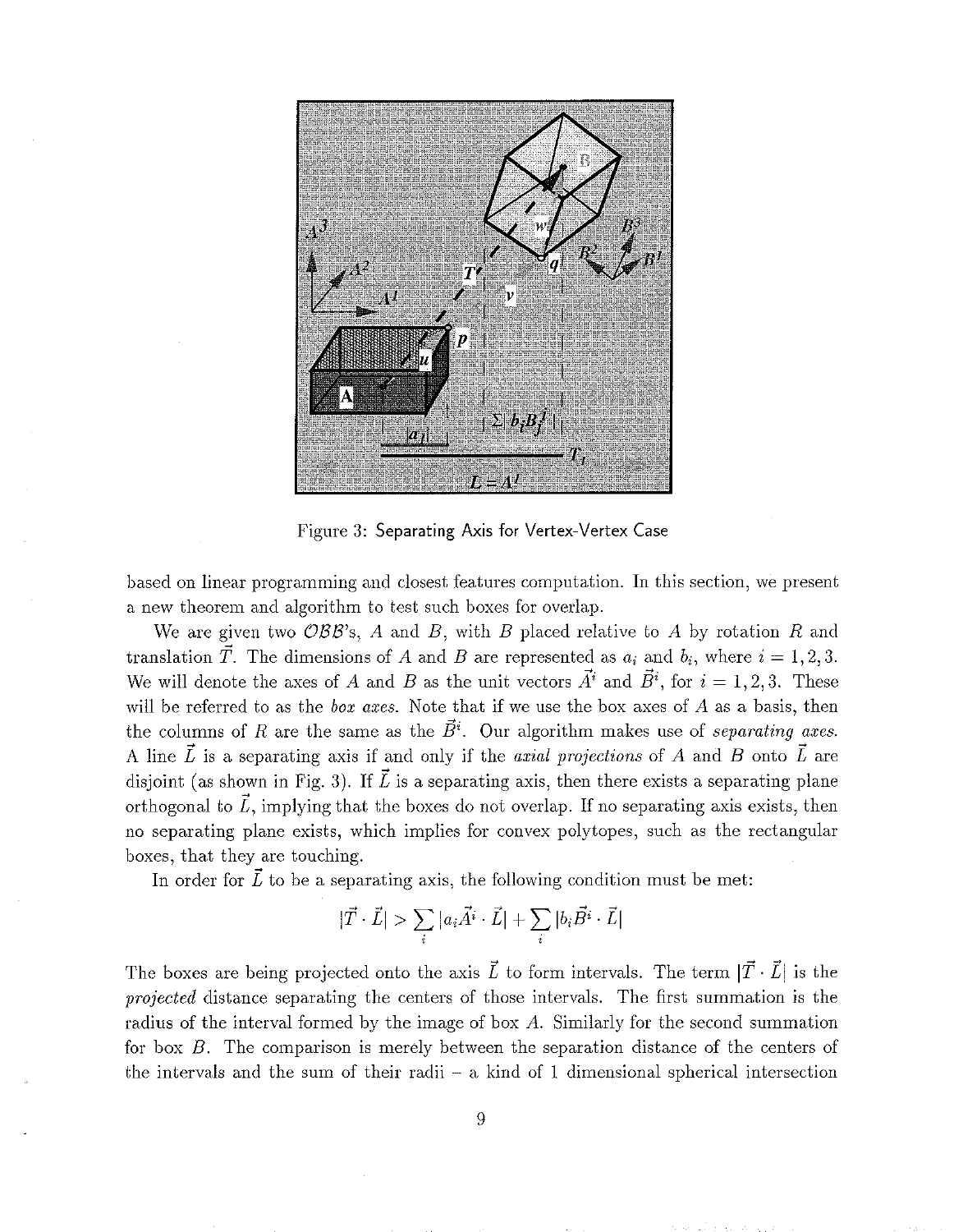Figure 3: Separating Axis for Vertex-Vertex Case

based on linear programming and closest features computation. In this section, we present a new theorem and algorithm to test such boxes for overlap.

We are given two $\mathcal{OBB}$'s, $A$ and $B$, with $B$ placed relative to $A$ by rotation $R$ and translation $\vec{T}$. The dimensions of $A$ and $B$ are represented as $a_i$ and $b_i$, where $i = 1, 2, 3$. We will denote the axes of $A$ and $B$ as the unit vectors $\vec{A^i}$ and $\vec{B^i}$, for $i = 1, 2, 3$. These will be referred to as the *box axes*. Note that if we use the box axes of $A$ as a basis, then the columns of $R$ are the same as the $\vec{B^i}$. Our algorithm makes use of *separating axes*. A line $\vec{L}$ is a separating axis if and only if the *axial projections* of $A$ and $B$ onto $\vec{L}$ are disjoint (as shown in Fig. 3). If $\vec{L}$ is a separating axis, then there exists a separating plane orthogonal to $\vec{L}$, implying that the boxes do not overlap. If no separating axis exists, then no separating plane exists, which implies for convex polytopes, such as the rectangular boxes, that they are touching.

In order for $\vec{L}$ to be a separating axis, the following condition must be met:

$$|\vec{T} \cdot \vec{L}| > \sum_i |a_i \vec{A^i} \cdot \vec{L}| + \sum_i |b_i \vec{B^i} \cdot \vec{L}|$$

The boxes are being projected onto the axis $\vec{L}$ to form intervals. The term $|\vec{T} \cdot \vec{L}|$ is the *projected* distance separating the centers of those intervals. The first summation is the radius of the interval formed by the image of box $A$. Similarly for the second summation for box $B$. The comparison is merely between the separation distance of the centers of the intervals and the sum of their radii – a kind of 1 dimensional spherical intersection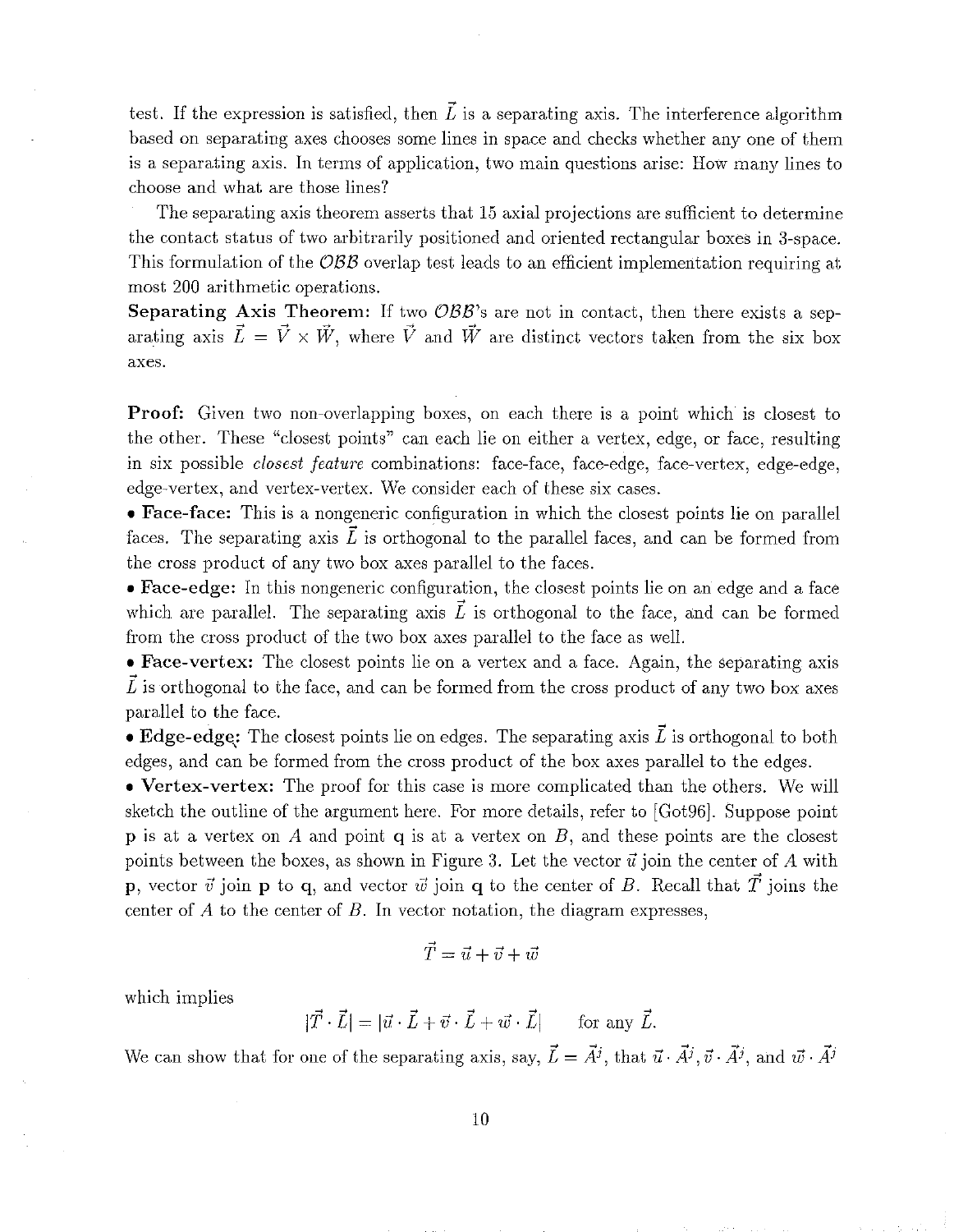test. If the expression is satisfied, then $\vec{L}$ is a separating axis. The interference algorithm based on separating axes chooses some lines in space and checks whether any one of them is a separating axis. In terms of application, two main questions arise: How many lines to choose and what are those lines?

The separating axis theorem asserts that 15 axial projections are sufficient to determine the contact status of two arbitrarily positioned and oriented rectangular boxes in 3-space. This formulation of the $\mathcal{OBB}$ overlap test leads to an efficient implementation requiring at most 200 arithmetic operations.

**Separating Axis Theorem:** If two $\mathcal{OBB}$'s are not in contact, then there exists a separating axis $\vec{L} = \vec{V} \times \vec{W}$, where $\vec{V}$ and $\vec{W}$ are distinct vectors taken from the six box axes.

**Proof:** Given two non-overlapping boxes, on each there is a point which is closest to the other. These "closest points" can each lie on either a vertex, edge, or face, resulting in six possible *closest feature* combinations: face-face, face-edge, face-vertex, edge-edge, edge-vertex, and vertex-vertex. We consider each of these six cases.

- **Face-face:** This is a nongeneric configuration in which the closest points lie on parallel faces. The separating axis $\vec{L}$ is orthogonal to the parallel faces, and can be formed from the cross product of any two box axes parallel to the faces.
- **Face-edge:** In this nongeneric configuration, the closest points lie on an edge and a face which are parallel. The separating axis $\vec{L}$ is orthogonal to the face, and can be formed from the cross product of the two box axes parallel to the face as well.
- **Face-vertex:** The closest points lie on a vertex and a face. Again, the separating axis $\vec{L}$ is orthogonal to the face, and can be formed from the cross product of any two box axes parallel to the face.
- **Edge-edge:** The closest points lie on edges. The separating axis $\vec{L}$ is orthogonal to both edges, and can be formed from the cross product of the box axes parallel to the edges.
- **Vertex-vertex:** The proof for this case is more complicated than the others. We will sketch the outline of the argument here. For more details, refer to [Got96]. Suppose point $\mathbf{p}$ is at a vertex on $A$ and point $\mathbf{q}$ is at a vertex on $B$, and these points are the closest points between the boxes, as shown in Figure 3. Let the vector $\vec{u}$ join the center of $A$ with $\mathbf{p}$, vector $\vec{v}$ join $\mathbf{p}$ to $\mathbf{q}$, and vector $\vec{w}$ join $\mathbf{q}$ to the center of $B$. Recall that $\vec{T}$ joins the center of $A$ to the center of $B$. In vector notation, the diagram expresses,

$$\vec{T} = \vec{u} + \vec{v} + \vec{w}$$

which implies

$$|\vec{T} \cdot \vec{L}| = |\vec{u} \cdot \vec{L} + \vec{v} \cdot \vec{L} + \vec{w} \cdot \vec{L}| \qquad \text{for any } \vec{L}.$$

We can show that for one of the separating axis, say, $\vec{L} = \vec{A}^j$, that $\vec{u} \cdot \vec{A}^j, \vec{v} \cdot \vec{A}^j$, and $\vec{w} \cdot \vec{A}^j$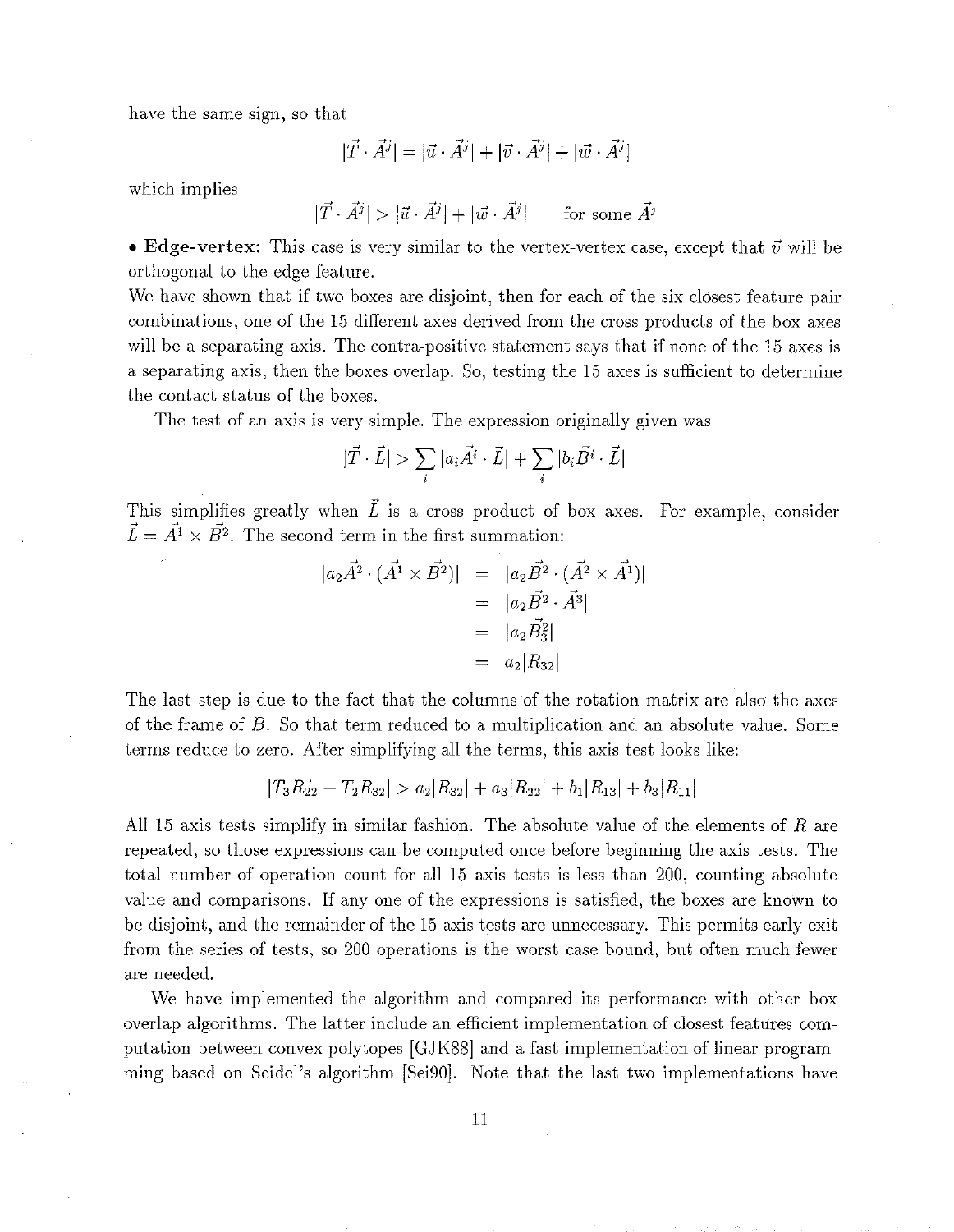have the same sign, so that

$$|\vec{T} \cdot \vec{A^j}| = |\vec{u} \cdot \vec{A^j}| + |\vec{v} \cdot \vec{A^j}| + |\vec{w} \cdot \vec{A^j}|$$

which implies

$$|\vec{T} \cdot \vec{A^j}| > |\vec{u} \cdot \vec{A^j}| + |\vec{w} \cdot \vec{A^j}| \qquad \text{for some } \vec{A^j}$$

• **Edge-vertex:** This case is very similar to the vertex-vertex case, except that $\vec{v}$ will be orthogonal to the edge feature.

We have shown that if two boxes are disjoint, then for each of the six closest feature pair combinations, one of the 15 different axes derived from the cross products of the box axes will be a separating axis. The contra-positive statement says that if none of the 15 axes is a separating axis, then the boxes overlap. So, testing the 15 axes is sufficient to determine the contact status of the boxes.

The test of an axis is very simple. The expression originally given was

$$|\vec{T} \cdot \vec{L}| > \sum_i |a_i \vec{A^i} \cdot \vec{L}| + \sum_i |b_i \vec{B^i} \cdot \vec{L}|$$

This simplifies greatly when $\vec{L}$ is a cross product of box axes. For example, consider $\vec{L} = \vec{A^1} \times \vec{B^2}$. The second term in the first summation:

$$\begin{aligned}
|a_2 \vec{A^2} \cdot (\vec{A^1} \times \vec{B^2})| &= |a_2 \vec{B^2} \cdot (\vec{A^2} \times \vec{A^1})| \\
&= |a_2 \vec{B^2} \cdot \vec{A^3}| \\
&= |a_2 \vec{B^2_3}| \\
&= a_2 |R_{32}|
\end{aligned}$$

The last step is due to the fact that the columns of the rotation matrix are also the axes of the frame of $B$. So that term reduced to a multiplication and an absolute value. Some terms reduce to zero. After simplifying all the terms, this axis test looks like:

$$|T_3 R_{22} - T_2 R_{32}| > a_2 |R_{32}| + a_3 |R_{22}| + b_1 |R_{13}| + b_3 |R_{11}|$$

All 15 axis tests simplify in similar fashion. The absolute value of the elements of $R$ are repeated, so those expressions can be computed once before beginning the axis tests. The total number of operation count for all 15 axis tests is less than 200, counting absolute value and comparisons. If any one of the expressions is satisfied, the boxes are known to be disjoint, and the remainder of the 15 axis tests are unnecessary. This permits early exit from the series of tests, so 200 operations is the worst case bound, but often much fewer are needed.

We have implemented the algorithm and compared its performance with other box overlap algorithms. The latter include an efficient implementation of closest features computation between convex polytopes [GJK88] and a fast implementation of linear programming based on Seidel's algorithm [Sei90]. Note that the last two implementations have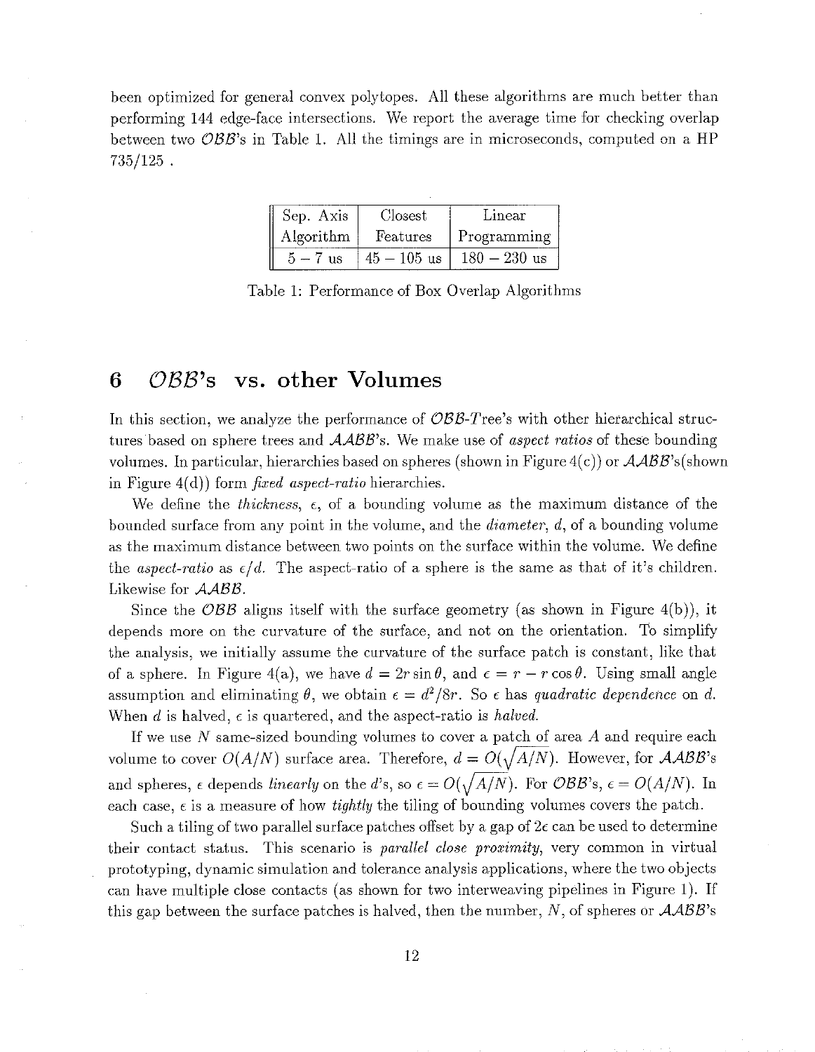been optimized for general convex polytopes. All these algorithms are much better than performing 144 edge-face intersections. We report the average time for checking overlap between two $\mathcal{OBB}$'s in Table 1. All the timings are in microseconds, computed on a HP 735/125 .

| Sep. Axis Algorithm | Closest Features | Linear Programming |
|---|---|---|
| $5-7$ us | $45-105$ us | $180-230$ us |

Table 1: Performance of Box Overlap Algorithms

# 6 $\mathcal{OBB}$'s vs. other Volumes

In this section, we analyze the performance of $\mathcal{OBB}$-$\mathcal{T}$ree's with other hierarchical structures based on sphere trees and $\mathcal{AABB}$'s. We make use of *aspect ratios* of these bounding volumes. In particular, hierarchies based on spheres (shown in Figure 4(c)) or $\mathcal{AABB}$'s(shown in Figure 4(d)) form *fixed aspect-ratio* hierarchies.

We define the *thickness*, $\epsilon$, of a bounding volume as the maximum distance of the bounded surface from any point in the volume, and the *diameter*, $d$, of a bounding volume as the maximum distance between two points on the surface within the volume. We define the *aspect-ratio* as $\epsilon/d$. The aspect-ratio of a sphere is the same as that of it's children. Likewise for $\mathcal{AABB}$.

Since the $\mathcal{OBB}$ aligns itself with the surface geometry (as shown in Figure 4(b)), it depends more on the curvature of the surface, and not on the orientation. To simplify the analysis, we initially assume the curvature of the surface patch is constant, like that of a sphere. In Figure 4(a), we have $d = 2r\sin\theta$, and $\epsilon = r - r\cos\theta$. Using small angle assumption and eliminating $\theta$, we obtain $\epsilon = d^2/8r$. So $\epsilon$ has *quadratic dependence* on $d$. When $d$ is halved, $\epsilon$ is quartered, and the aspect-ratio is *halved*.

If we use $N$ same-sized bounding volumes to cover a patch of area $A$ and require each volume to cover $O(A/N)$ surface area. Therefore, $d = O(\sqrt{A/N})$. However, for $\mathcal{AABB}$'s and spheres, $\epsilon$ depends *linearly* on the $d$'s, so $\epsilon = O(\sqrt{A/N})$. For $\mathcal{OBB}$'s, $\epsilon = O(A/N)$. In each case, $\epsilon$ is a measure of how *tightly* the tiling of bounding volumes covers the patch.

Such a tiling of two parallel surface patches offset by a gap of $2\epsilon$ can be used to determine their contact status. This scenario is *parallel close proximity*, very common in virtual prototyping, dynamic simulation and tolerance analysis applications, where the two objects can have multiple close contacts (as shown for two interweaving pipelines in Figure 1). If this gap between the surface patches is halved, then the number, $N$, of spheres or $\mathcal{AABB}$'s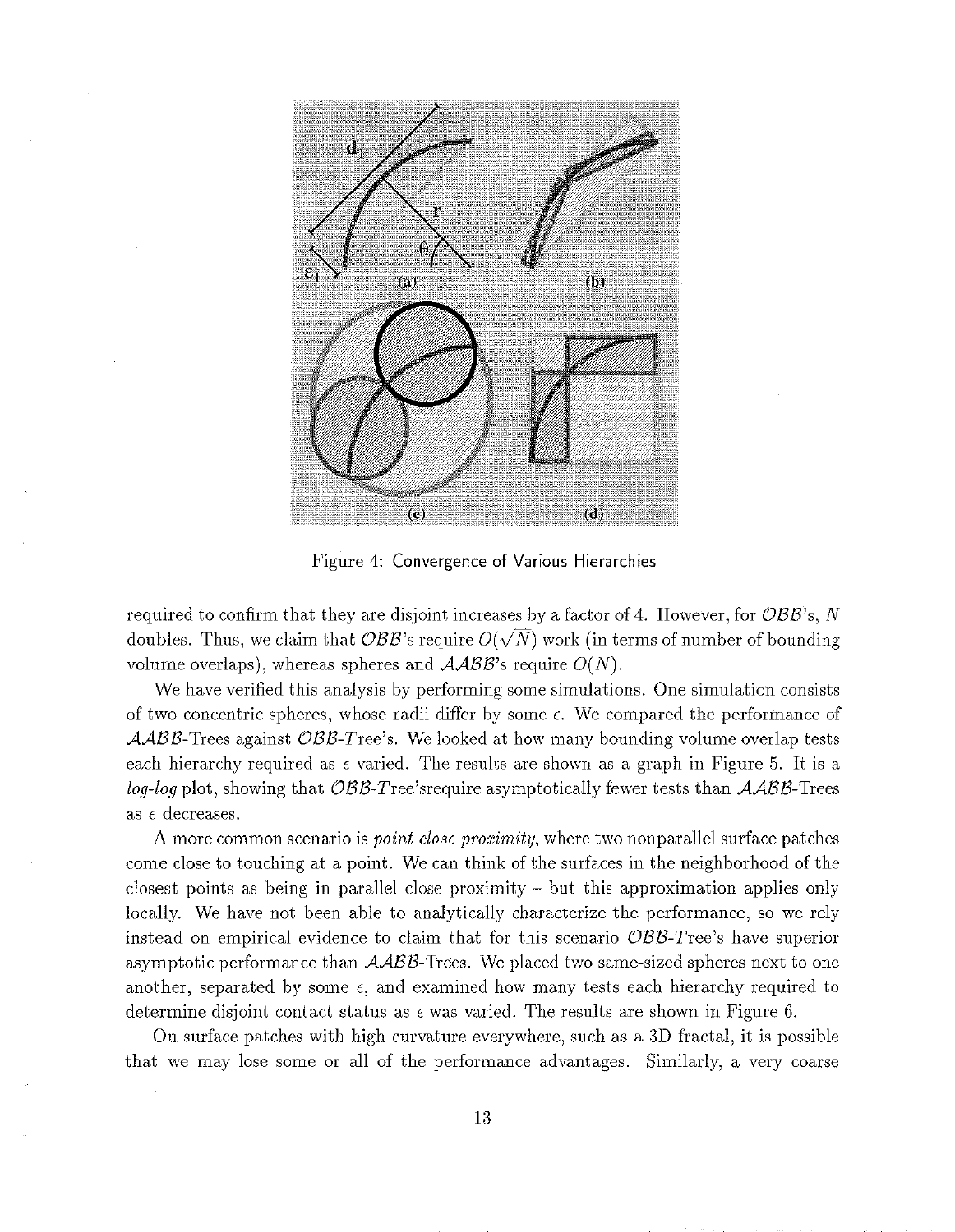Figure 4: Convergence of Various Hierarchies

required to confirm that they are disjoint increases by a factor of 4. However, for $\mathcal{OBB}$'s, $N$ doubles. Thus, we claim that $\mathcal{OBB}$'s require $O(\sqrt{N})$ work (in terms of number of bounding volume overlaps), whereas spheres and $\mathcal{AABB}$'s require $O(N)$.

We have verified this analysis by performing some simulations. One simulation consists of two concentric spheres, whose radii differ by some $\epsilon$. We compared the performance of $\mathcal{AABB}$-Trees against $\mathcal{OBB}$-$\mathcal{T}$ree's. We looked at how many bounding volume overlap tests each hierarchy required as $\epsilon$ varied. The results are shown as a graph in Figure 5. It is a *log-log* plot, showing that $\mathcal{OBB}$-$\mathcal{T}$ree'srequire asymptotically fewer tests than $\mathcal{AABB}$-Trees as $\epsilon$ decreases.

A more common scenario is *point close proximity*, where two nonparallel surface patches come close to touching at a point. We can think of the surfaces in the neighborhood of the closest points as being in parallel close proximity – but this approximation applies only locally. We have not been able to analytically characterize the performance, so we rely instead on empirical evidence to claim that for this scenario $\mathcal{OBB}$-$\mathcal{T}$ree's have superior asymptotic performance than $\mathcal{AABB}$-Trees. We placed two same-sized spheres next to one another, separated by some $\epsilon$, and examined how many tests each hierarchy required to determine disjoint contact status as $\epsilon$ was varied. The results are shown in Figure 6.

On surface patches with high curvature everywhere, such as a 3D fractal, it is possible that we may lose some or all of the performance advantages. Similarly, a very coarse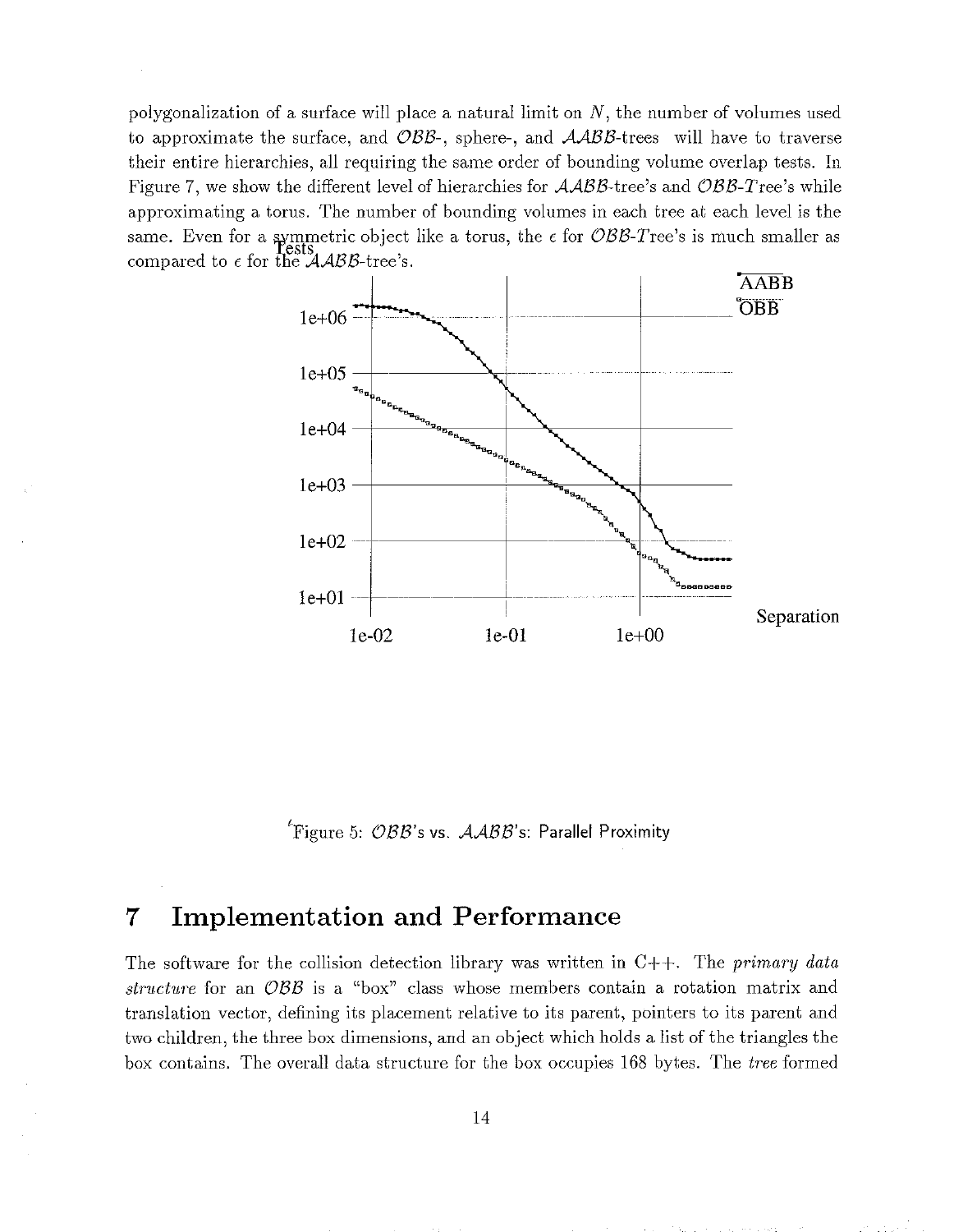polygonalization of a surface will place a natural limit on $N$, the number of volumes used to approximate the surface, and $\mathcal{OBB}$-, sphere-, and $\mathcal{AABB}$-trees will have to traverse their entire hierarchies, all requiring the same order of bounding volume overlap tests. In Figure 7, we show the different level of hierarchies for $\mathcal{AABB}$-tree's and $\mathcal{OBB}$-$\mathcal{T}$ree's while approximating a torus. The number of bounding volumes in each tree at each level is the same. Even for a symmetric object like a torus, the $\epsilon$ for $\mathcal{OBB}$-$\mathcal{T}$ree's is much smaller as compared to $\epsilon$ for the $\mathcal{AABB}$-tree's.

Figure 5: $\mathcal{OBB}$'s vs. $\mathcal{AABB}$'s: Parallel Proximity

# 7 Implementation and Performance

The software for the collision detection library was written in C++. The *primary data structure* for an $\mathcal{OBB}$ is a "box" class whose members contain a rotation matrix and translation vector, defining its placement relative to its parent, pointers to its parent and two children, the three box dimensions, and an object which holds a list of the triangles the box contains. The overall data structure for the box occupies 168 bytes. The *tree* formed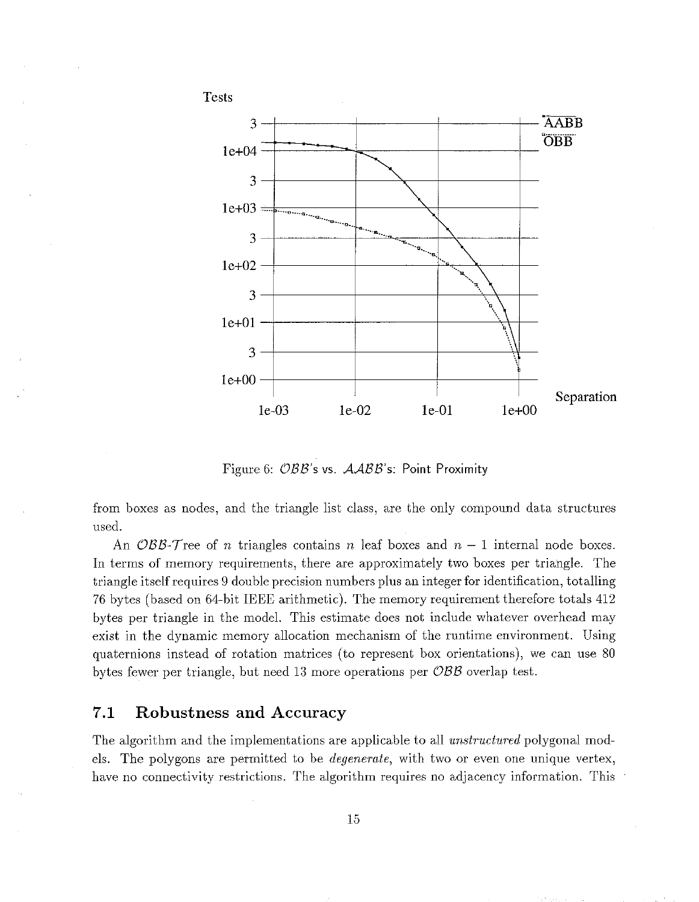Figure 6: $\mathcal{OBB}$'s vs. $\mathcal{AABB}$'s: Point Proximity

from boxes as nodes, and the triangle list class, are the only compound data structures used.

An $\mathcal{OBB}$-$\mathcal{T}$ree of $n$ triangles contains $n$ leaf boxes and $n-1$ internal node boxes. In terms of memory requirements, there are approximately two boxes per triangle. The triangle itself requires 9 double precision numbers plus an integer for identification, totalling 76 bytes (based on 64-bit IEEE arithmetic). The memory requirement therefore totals 412 bytes per triangle in the model. This estimate does not include whatever overhead may exist in the dynamic memory allocation mechanism of the runtime environment. Using quaternions instead of rotation matrices (to represent box orientations), we can use 80 bytes fewer per triangle, but need 13 more operations per $\mathcal{OBB}$ overlap test.

## 7.1 Robustness and Accuracy

The algorithm and the implementations are applicable to all *unstructured* polygonal models. The polygons are permitted to be *degenerate*, with two or even one unique vertex, have no connectivity restrictions. The algorithm requires no adjacency information. This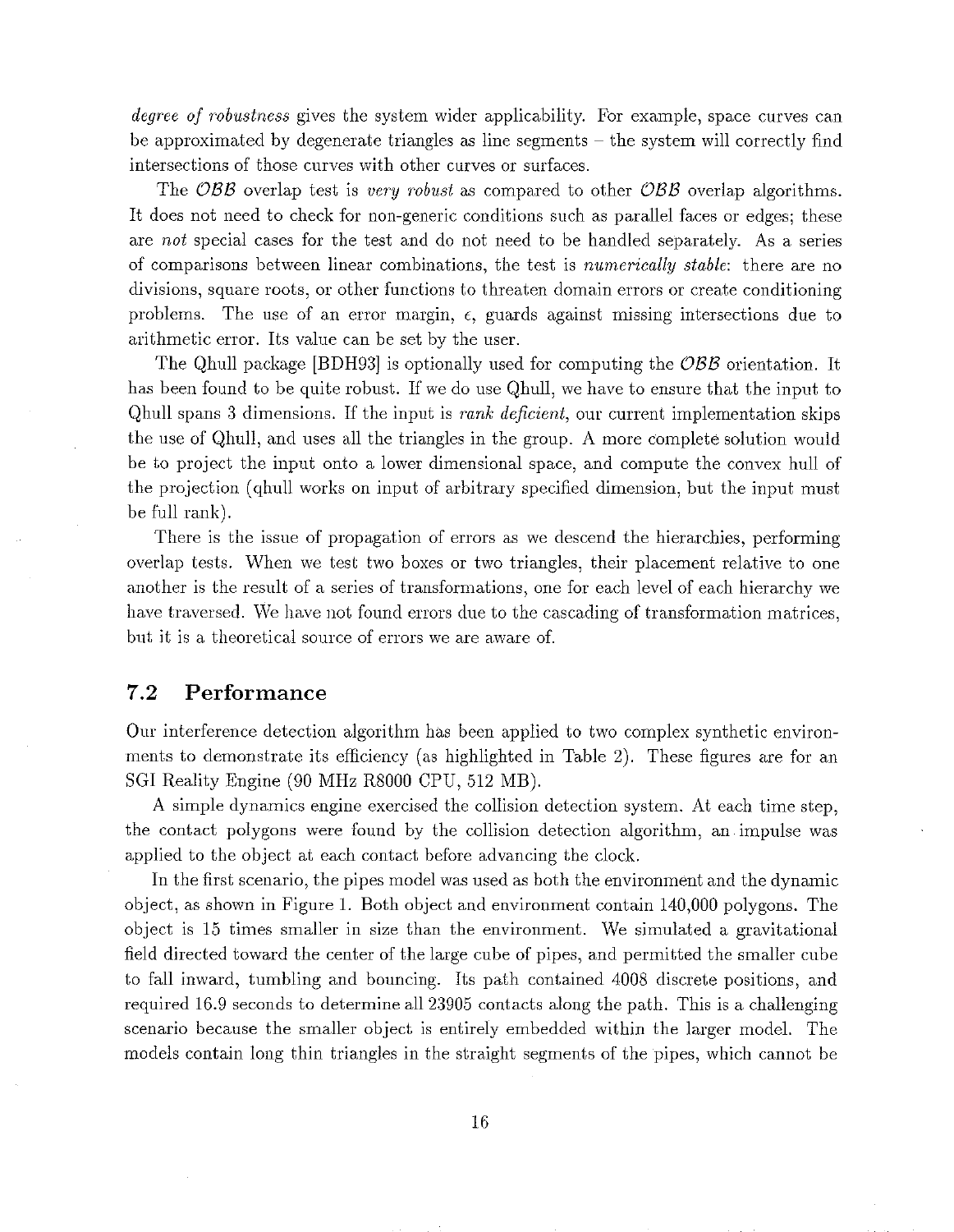*degree of robustness* gives the system wider applicability. For example, space curves can be approximated by degenerate triangles as line segments – the system will correctly find intersections of those curves with other curves or surfaces.

The *OBB* overlap test is *very robust* as compared to other *OBB* overlap algorithms. It does not need to check for non-generic conditions such as parallel faces or edges; these are *not* special cases for the test and do not need to be handled separately. As a series of comparisons between linear combinations, the test is *numerically stable*: there are no divisions, square roots, or other functions to threaten domain errors or create conditioning problems. The use of an error margin, $\epsilon$, guards against missing intersections due to arithmetic error. Its value can be set by the user.

The Qhull package [BDH93] is optionally used for computing the *OBB* orientation. It has been found to be quite robust. If we do use Qhull, we have to ensure that the input to Qhull spans 3 dimensions. If the input is *rank deficient*, our current implementation skips the use of Qhull, and uses all the triangles in the group. A more complete solution would be to project the input onto a lower dimensional space, and compute the convex hull of the projection (qhull works on input of arbitrary specified dimension, but the input must be full rank).

There is the issue of propagation of errors as we descend the hierarchies, performing overlap tests. When we test two boxes or two triangles, their placement relative to one another is the result of a series of transformations, one for each level of each hierarchy we have traversed. We have not found errors due to the cascading of transformation matrices, but it is a theoretical source of errors we are aware of.

## 7.2 Performance

Our interference detection algorithm has been applied to two complex synthetic environments to demonstrate its efficiency (as highlighted in Table 2). These figures are for an SGI Reality Engine (90 MHz R8000 CPU, 512 MB).

A simple dynamics engine exercised the collision detection system. At each time step, the contact polygons were found by the collision detection algorithm, an impulse was applied to the object at each contact before advancing the clock.

In the first scenario, the pipes model was used as both the environment and the dynamic object, as shown in Figure 1. Both object and environment contain 140,000 polygons. The object is 15 times smaller in size than the environment. We simulated a gravitational field directed toward the center of the large cube of pipes, and permitted the smaller cube to fall inward, tumbling and bouncing. Its path contained 4008 discrete positions, and required 16.9 seconds to determine all 23905 contacts along the path. This is a challenging scenario because the smaller object is entirely embedded within the larger model. The models contain long thin triangles in the straight segments of the pipes, which cannot be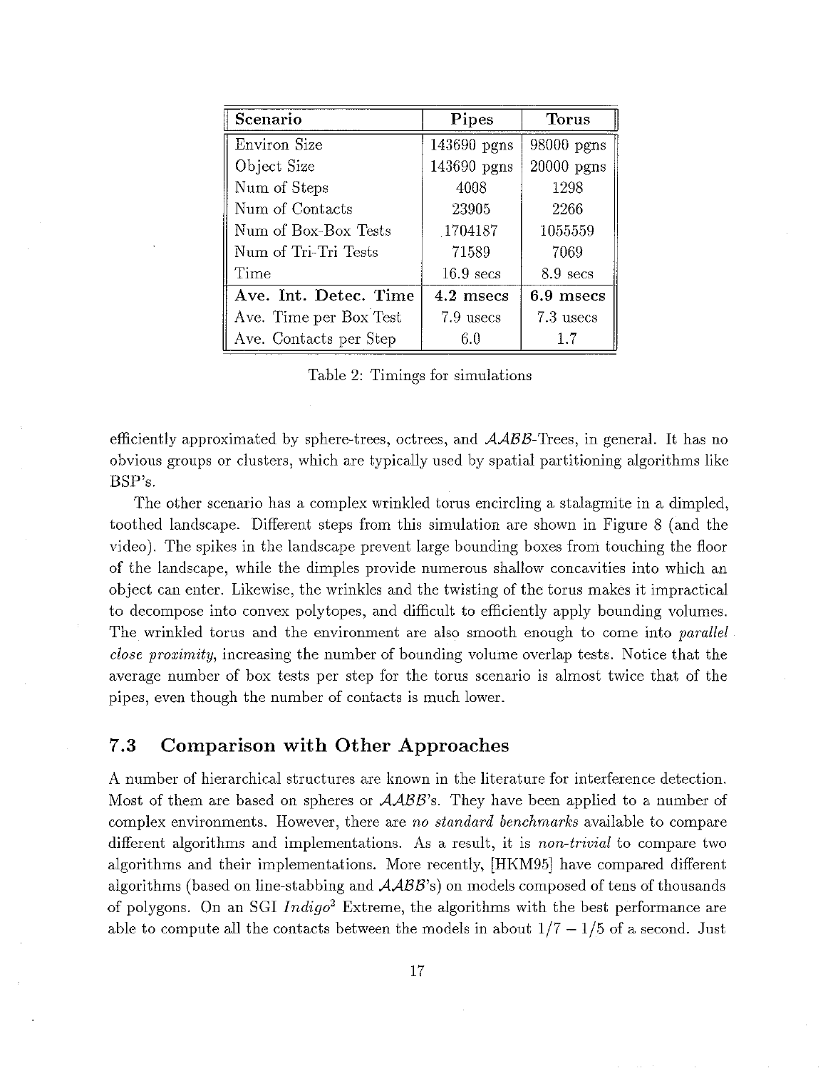| Scenario | Pipes | Torus |
|---|---|---|
| Environ Size | 143690 pgns | 98000 pgns |
| Object Size | 143690 pgns | 20000 pgns |
| Num of Steps | 4008 | 1298 |
| Num of Contacts | 23905 | 2266 |
| Num of Box-Box Tests | 1704187 | 1055559 |
| Num of Tri-Tri Tests | 71589 | 7069 |
| Time | 16.9 secs | 8.9 secs |
| **Ave. Int. Detec. Time** | **4.2 msecs** | **6.9 msecs** |
| Ave. Time per Box Test | 7.9 usecs | 7.3 usecs |
| Ave. Contacts per Step | 6.0 | 1.7 |

Table 2: Timings for simulations

efficiently approximated by sphere-trees, octrees, and $\mathcal{AABB}$-Trees, in general. It has no obvious groups or clusters, which are typically used by spatial partitioning algorithms like BSP's.

The other scenario has a complex wrinkled torus encircling a stalagmite in a dimpled, toothed landscape. Different steps from this simulation are shown in Figure 8 (and the video). The spikes in the landscape prevent large bounding boxes from touching the floor of the landscape, while the dimples provide numerous shallow concavities into which an object can enter. Likewise, the wrinkles and the twisting of the torus makes it impractical to decompose into convex polytopes, and difficult to efficiently apply bounding volumes. The wrinkled torus and the environment are also smooth enough to come into *parallel close proximity*, increasing the number of bounding volume overlap tests. Notice that the average number of box tests per step for the torus scenario is almost twice that of the pipes, even though the number of contacts is much lower.

### 7.3 Comparison with Other Approaches

A number of hierarchical structures are known in the literature for interference detection. Most of them are based on spheres or $\mathcal{AABB}$'s. They have been applied to a number of complex environments. However, there are *no standard benchmarks* available to compare different algorithms and implementations. As a result, it is *non-trivial* to compare two algorithms and their implementations. More recently, [HKM95] have compared different algorithms (based on line-stabbing and $\mathcal{AABB}$'s) on models composed of tens of thousands of polygons. On an SGI *Indigo*[2] Extreme, the algorithms with the best performance are able to compute all the contacts between the models in about $1/7 - 1/5$ of a second. Just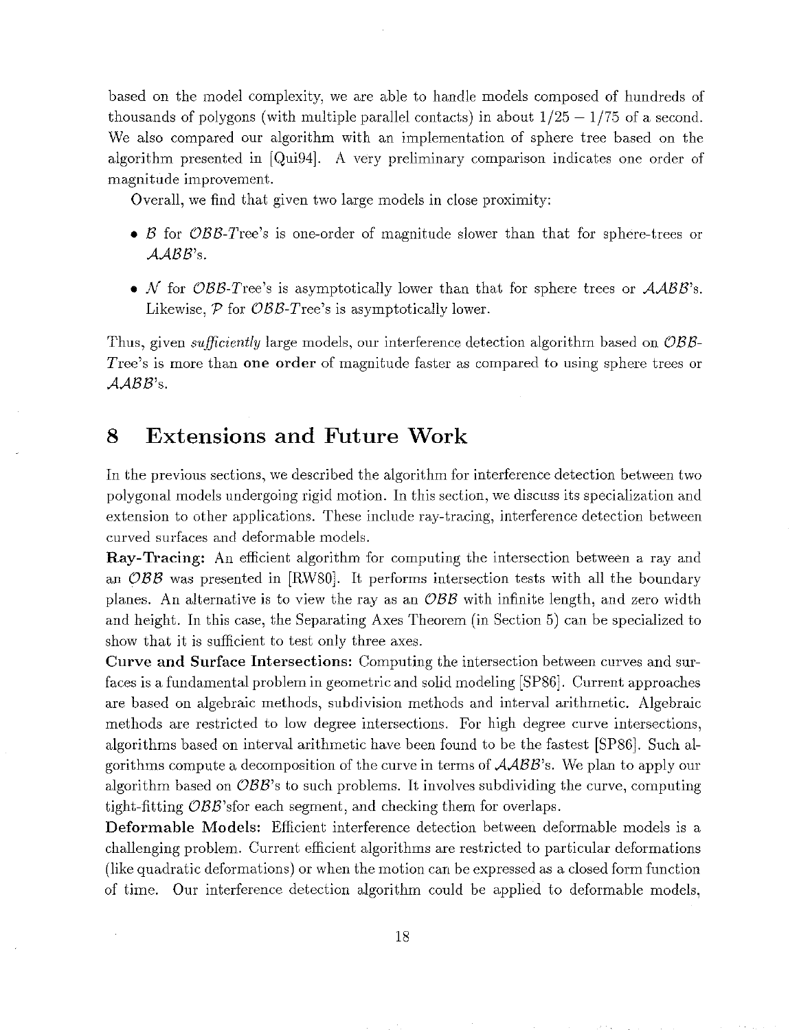based on the model complexity, we are able to handle models composed of hundreds of thousands of polygons (with multiple parallel contacts) in about $1/25 - 1/75$ of a second. We also compared our algorithm with an implementation of sphere tree based on the algorithm presented in [Qui94]. A very preliminary comparison indicates one order of magnitude improvement.

Overall, we find that given two large models in close proximity:

- $\mathcal{B}$ for $\mathcal{OBB}$-*T*ree's is one-order of magnitude slower than that for sphere-trees or $\mathcal{AABB}$'s.
- $\mathcal{N}$ for $\mathcal{OBB}$-*T*ree's is asymptotically lower than that for sphere trees or $\mathcal{AABB}$'s. Likewise, $\mathcal{P}$ for $\mathcal{OBB}$-*T*ree's is asymptotically lower.

Thus, given *sufficiently* large models, our interference detection algorithm based on $\mathcal{OBB}$-*T*ree's is more than **one order** of magnitude faster as compared to using sphere trees or $\mathcal{AABB}$'s.

# 8 Extensions and Future Work

In the previous sections, we described the algorithm for interference detection between two polygonal models undergoing rigid motion. In this section, we discuss its specialization and extension to other applications. These include ray-tracing, interference detection between curved surfaces and deformable models.

**Ray-Tracing:** An efficient algorithm for computing the intersection between a ray and an $\mathcal{OBB}$ was presented in [RW80]. It performs intersection tests with all the boundary planes. An alternative is to view the ray as an $\mathcal{OBB}$ with infinite length, and zero width and height. In this case, the Separating Axes Theorem (in Section 5) can be specialized to show that it is sufficient to test only three axes.

**Curve and Surface Intersections:** Computing the intersection between curves and surfaces is a fundamental problem in geometric and solid modeling [SP86]. Current approaches are based on algebraic methods, subdivision methods and interval arithmetic. Algebraic methods are restricted to low degree intersections. For high degree curve intersections, algorithms based on interval arithmetic have been found to be the fastest [SP86]. Such algorithms compute a decomposition of the curve in terms of $\mathcal{AABB}$'s. We plan to apply our algorithm based on $\mathcal{OBB}$'s to such problems. It involves subdividing the curve, computing tight-fitting $\mathcal{OBB}$'sfor each segment, and checking them for overlaps.

**Deformable Models:** Efficient interference detection between deformable models is a challenging problem. Current efficient algorithms are restricted to particular deformations (like quadratic deformations) or when the motion can be expressed as a closed form function of time. Our interference detection algorithm could be applied to deformable models,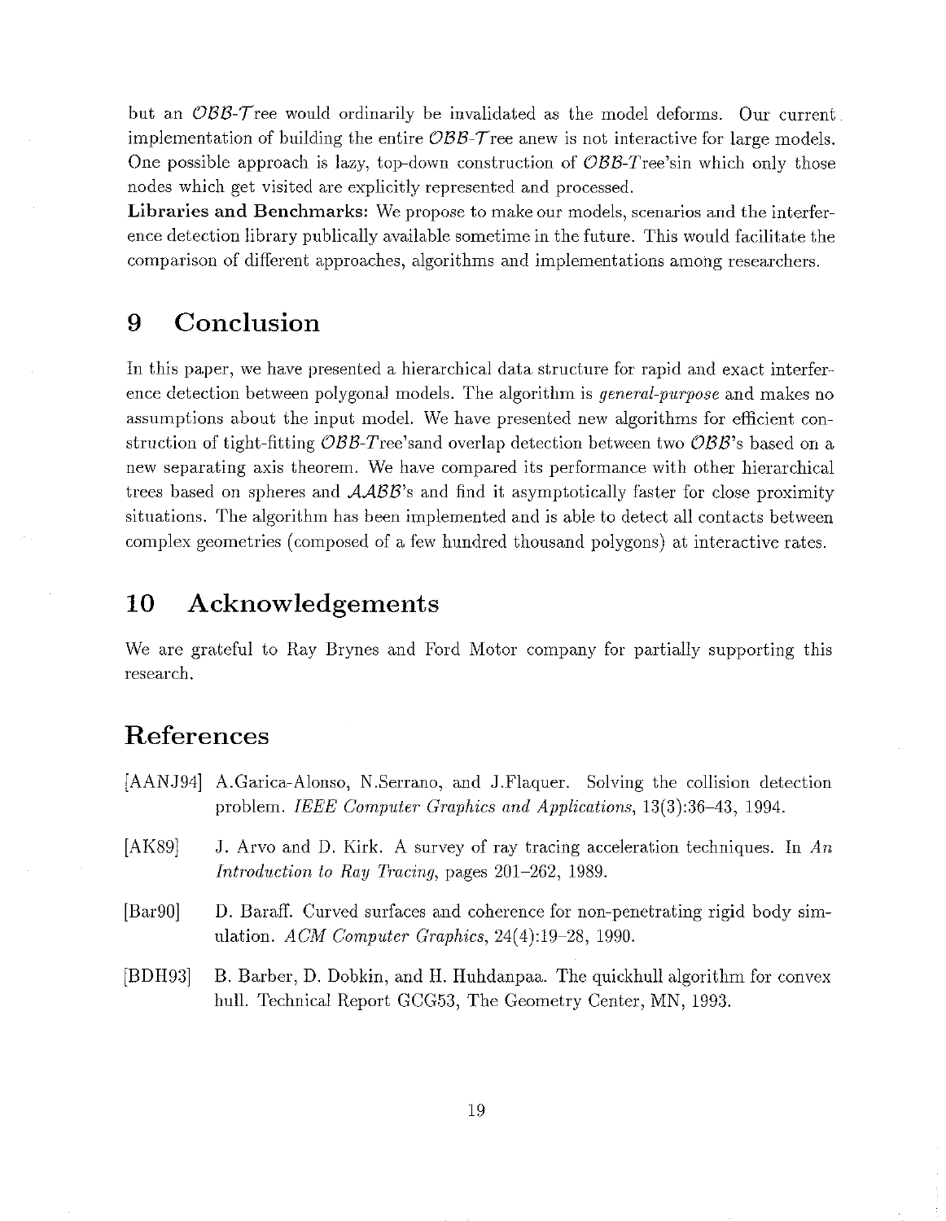but an *OBB-Tree* would ordinarily be invalidated as the model deforms. Our current implementation of building the entire *OBB-Tree* anew is not interactive for large models. One possible approach is lazy, top-down construction of *OBB-Tree*'sin which only those nodes which get visited are explicitly represented and processed.

**Libraries and Benchmarks:** We propose to make our models, scenarios and the interference detection library publically available sometime in the future. This would facilitate the comparison of different approaches, algorithms and implementations among researchers.

# 9 Conclusion

In this paper, we have presented a hierarchical data structure for rapid and exact interference detection between polygonal models. The algorithm is *general-purpose* and makes no assumptions about the input model. We have presented new algorithms for efficient construction of tight-fitting *OBB-Tree*'sand overlap detection between two *OBB*'s based on a new separating axis theorem. We have compared its performance with other hierarchical trees based on spheres and *AABB*'s and find it asymptotically faster for close proximity situations. The algorithm has been implemented and is able to detect all contacts between complex geometries (composed of a few hundred thousand polygons) at interactive rates.

# 10 Acknowledgements

We are grateful to Ray Brynes and Ford Motor company for partially supporting this research.

# References

[AANJ94] A.Garica-Alonso, N.Serrano, and J.Flaquer. Solving the collision detection problem. *IEEE Computer Graphics and Applications*, 13(3):36–43, 1994.

[AK89] J. Arvo and D. Kirk. A survey of ray tracing acceleration techniques. In *An Introduction to Ray Tracing*, pages 201–262, 1989.

[Bar90] D. Baraff. Curved surfaces and coherence for non-penetrating rigid body simulation. *ACM Computer Graphics*, 24(4):19–28, 1990.

[BDH93] B. Barber, D. Dobkin, and H. Huhdanpaa. The quickhull algorithm for convex hull. Technical Report GCG53, The Geometry Center, MN, 1993.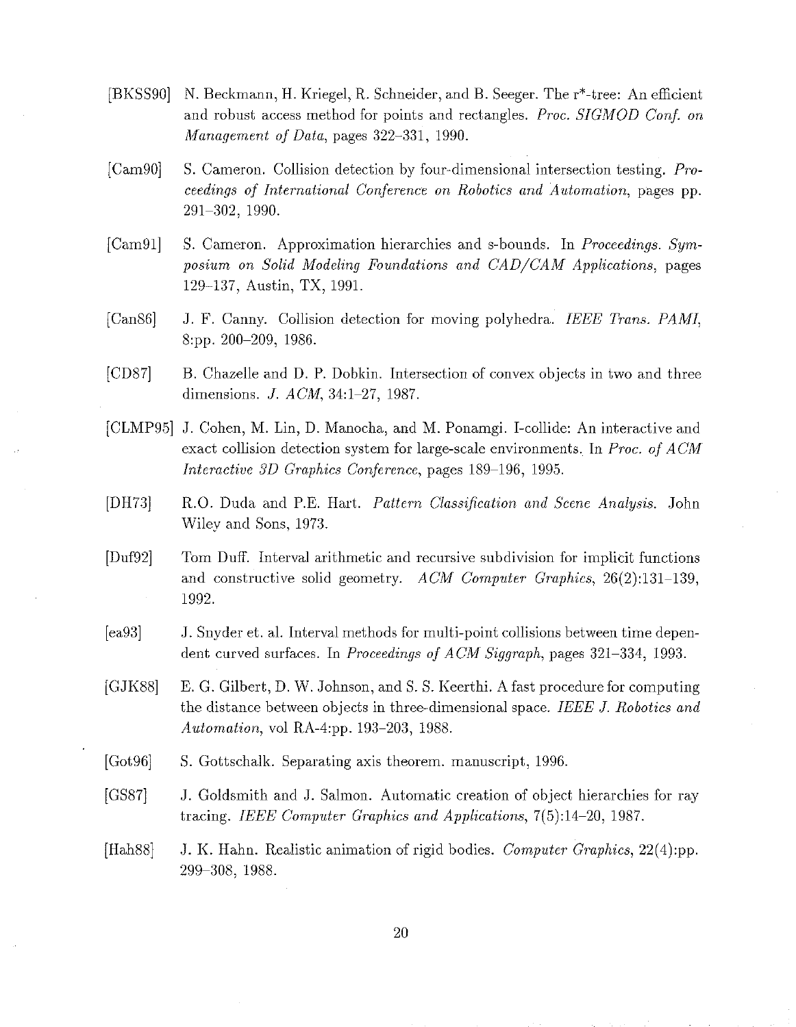[BKSS90] N. Beckmann, H. Kriegel, R. Schneider, and B. Seeger. The r*-tree: An efficient and robust access method for points and rectangles. *Proc. SIGMOD Conf. on Management of Data*, pages 322–331, 1990.

[Cam90] S. Cameron. Collision detection by four-dimensional intersection testing. *Proceedings of International Conference on Robotics and Automation*, pages pp. 291–302, 1990.

[Cam91] S. Cameron. Approximation hierarchies and s-bounds. In *Proceedings. Symposium on Solid Modeling Foundations and CAD/CAM Applications*, pages 129–137, Austin, TX, 1991.

[Can86] J. F. Canny. Collision detection for moving polyhedra. *IEEE Trans. PAMI*, 8:pp. 200–209, 1986.

[CD87] B. Chazelle and D. P. Dobkin. Intersection of convex objects in two and three dimensions. *J. ACM*, 34:1–27, 1987.

[CLMP95] J. Cohen, M. Lin, D. Manocha, and M. Ponamgi. I-collide: An interactive and exact collision detection system for large-scale environments. In *Proc. of ACM Interactive 3D Graphics Conference*, pages 189–196, 1995.

[DH73] R.O. Duda and P.E. Hart. *Pattern Classification and Scene Analysis*. John Wiley and Sons, 1973.

[Duf92] Tom Duff. Interval arithmetic and recursive subdivision for implicit functions and constructive solid geometry. *ACM Computer Graphics*, 26(2):131–139, 1992.

[ea93] J. Snyder et. al. Interval methods for multi-point collisions between time dependent curved surfaces. In *Proceedings of ACM Siggraph*, pages 321–334, 1993.

[GJK88] E. G. Gilbert, D. W. Johnson, and S. S. Keerthi. A fast procedure for computing the distance between objects in three-dimensional space. *IEEE J. Robotics and Automation*, vol RA-4:pp. 193–203, 1988.

[Got96] S. Gottschalk. Separating axis theorem. manuscript, 1996.

[GS87] J. Goldsmith and J. Salmon. Automatic creation of object hierarchies for ray tracing. *IEEE Computer Graphics and Applications*, 7(5):14–20, 1987.

[Hah88] J. K. Hahn. Realistic animation of rigid bodies. *Computer Graphics*, 22(4):pp. 299–308, 1988.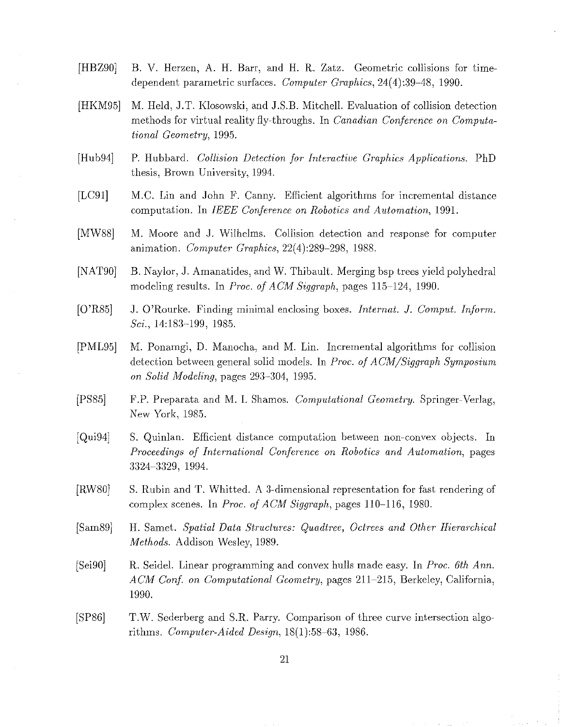[HBZ90] B. V. Herzen, A. H. Barr, and H. R. Zatz. Geometric collisions for time-dependent parametric surfaces. *Computer Graphics*, 24(4):39–48, 1990.

[HKM95] M. Held, J.T. Klosowski, and J.S.B. Mitchell. Evaluation of collision detection methods for virtual reality fly-throughs. In *Canadian Conference on Computational Geometry*, 1995.

[Hub94] P. Hubbard. *Collision Detection for Interactive Graphics Applications.* PhD thesis, Brown University, 1994.

[LC91] M.C. Lin and John F. Canny. Efficient algorithms for incremental distance computation. In *IEEE Conference on Robotics and Automation*, 1991.

[MW88] M. Moore and J. Wilhelms. Collision detection and response for computer animation. *Computer Graphics*, 22(4):289–298, 1988.

[NAT90] B. Naylor, J. Amanatides, and W. Thibault. Merging bsp trees yield polyhedral modeling results. In *Proc. of ACM Siggraph*, pages 115–124, 1990.

[O'R85] J. O'Rourke. Finding minimal enclosing boxes. *Internat. J. Comput. Inform. Sci.*, 14:183–199, 1985.

[PML95] M. Ponamgi, D. Manocha, and M. Lin. Incremental algorithms for collision detection between general solid models. In *Proc. of ACM/Siggraph Symposium on Solid Modeling*, pages 293–304, 1995.

[PS85] F.P. Preparata and M. I. Shamos. *Computational Geometry.* Springer-Verlag, New York, 1985.

[Qui94] S. Quinlan. Efficient distance computation between non-convex objects. In *Proceedings of International Conference on Robotics and Automation*, pages 3324–3329, 1994.

[RW80] S. Rubin and T. Whitted. A 3-dimensional representation for fast rendering of complex scenes. In *Proc. of ACM Siggraph*, pages 110–116, 1980.

[Sam89] H. Samet. *Spatial Data Structures: Quadtree, Octrees and Other Hierarchical Methods.* Addison Wesley, 1989.

[Sei90] R. Seidel. Linear programming and convex hulls made easy. In *Proc. 6th Ann. ACM Conf. on Computational Geometry*, pages 211–215, Berkeley, California, 1990.

[SP86] T.W. Sederberg and S.R. Parry. Comparison of three curve intersection algorithms. *Computer-Aided Design*, 18(1):58–63, 1986.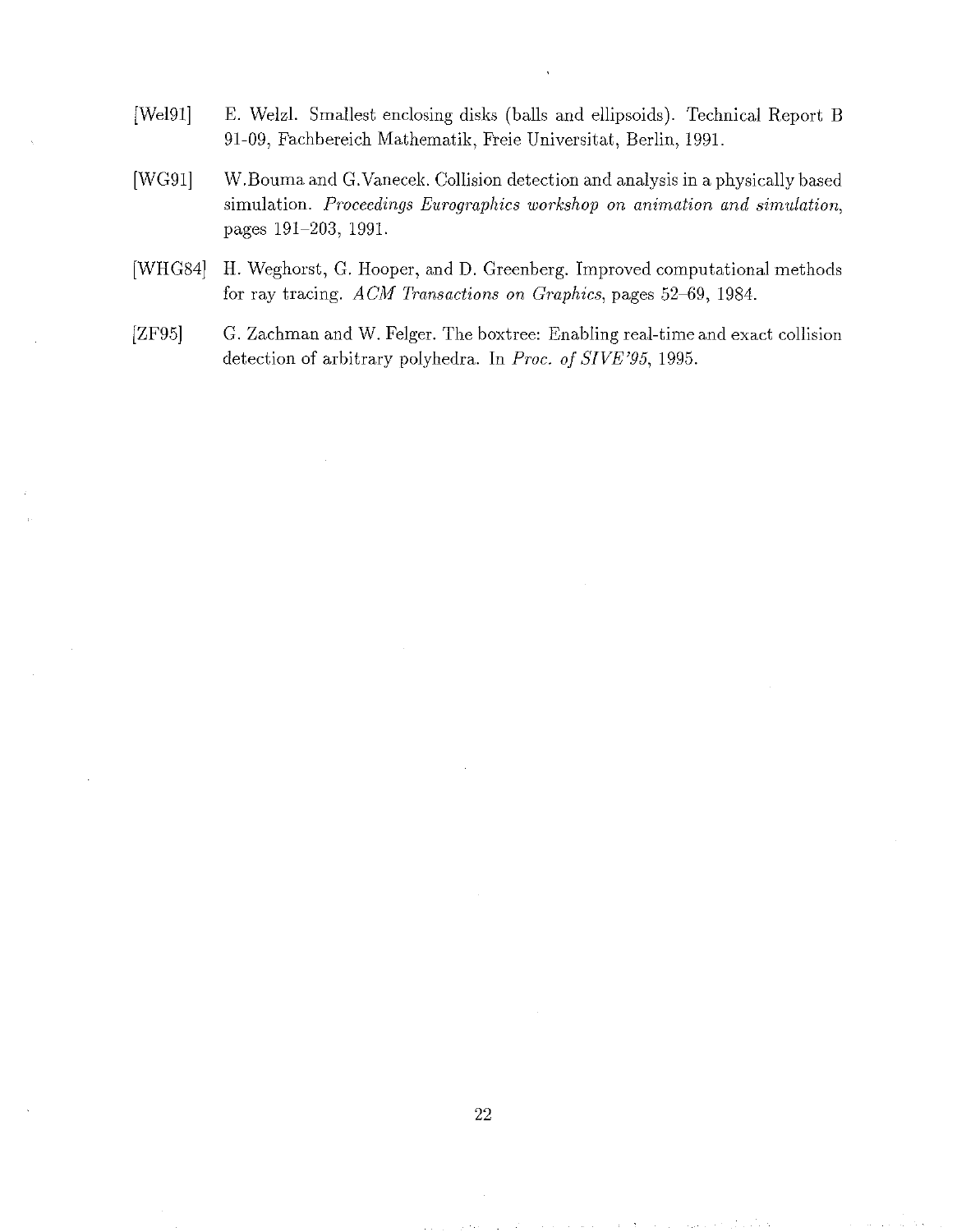[Wel91] E. Welzl. Smallest enclosing disks (balls and ellipsoids). Technical Report B 91-09, Fachbereich Mathematik, Freie Universitat, Berlin, 1991.

[WG91] W.Bouma and G.Vanecek. Collision detection and analysis in a physically based simulation. *Proceedings Eurographics workshop on animation and simulation*, pages 191–203, 1991.

[WHG84] H. Weghorst, G. Hooper, and D. Greenberg. Improved computational methods for ray tracing. *ACM Transactions on Graphics*, pages 52–69, 1984.

[ZF95] G. Zachman and W. Felger. The boxtree: Enabling real-time and exact collision detection of arbitrary polyhedra. In *Proc. of SIVE'95*, 1995.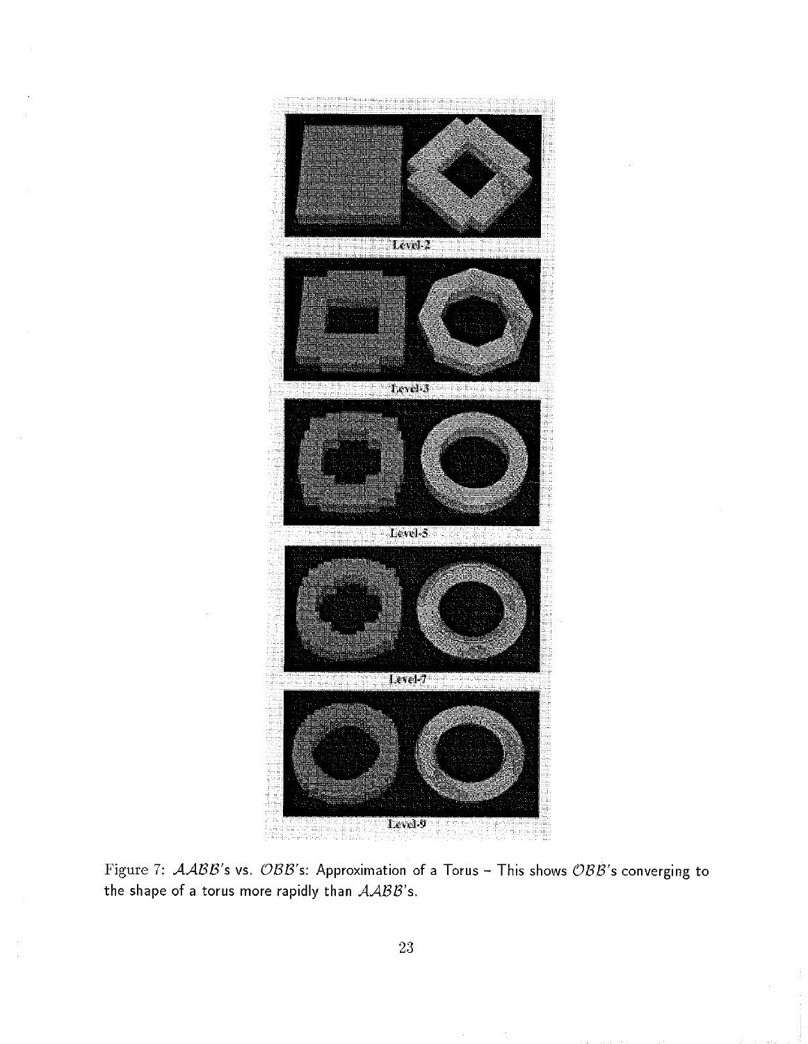Level-2

Level-3

Level-5

Level-7

Level-9

Figure 7: $\mathcal{AABB}$'s vs. $\mathcal{OBB}$'s: Approximation of a Torus – This shows $\mathcal{OBB}$'s converging to the shape of a torus more rapidly than $\mathcal{AABB}$'s.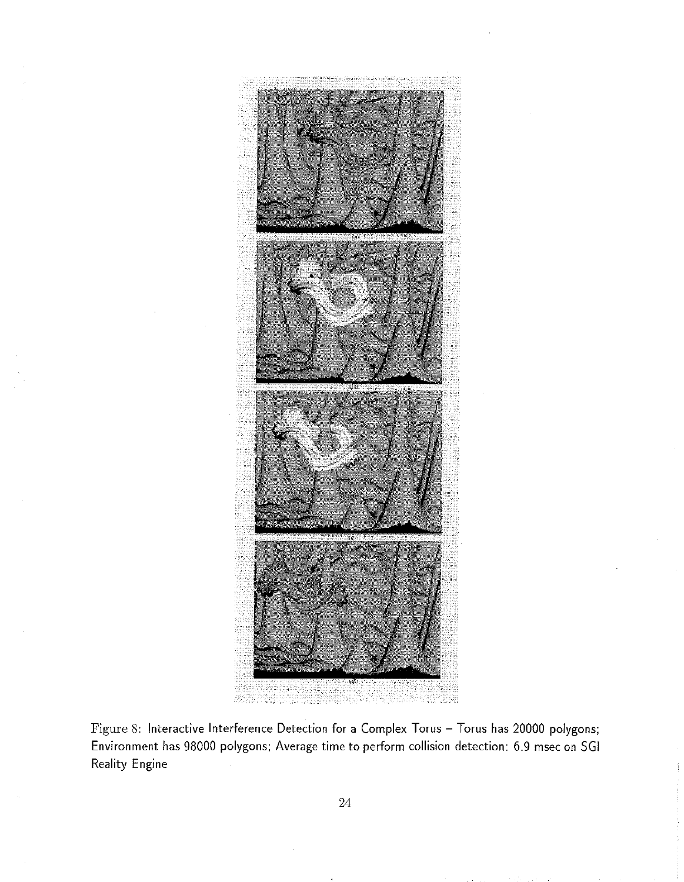Figure 8: Interactive Interference Detection for a Complex Torus – Torus has 20000 polygons; Environment has 98000 polygons; Average time to perform collision detection: 6.9 msec on SGI Reality Engine